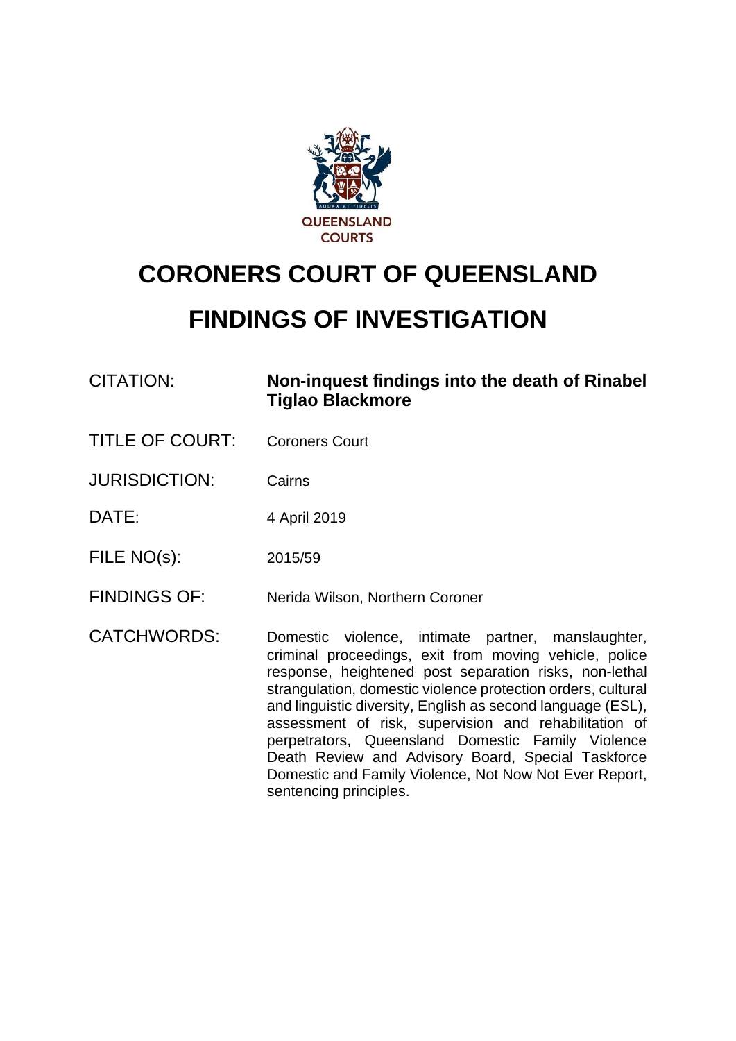QUEENSLAND COURTS

# CORONERS COURT OF QUEENSLAND

# FINDINGS OF INVESTIGATION

| | |
|---|---|
| CITATION: | **Non-inquest findings into the death of Rinabel Tiglao Blackmore** |
| TITLE OF COURT: | Coroners Court |
| JURISDICTION: | Cairns |
| DATE: | 4 April 2019 |
| FILE NO(s): | 2015/59 |
| FINDINGS OF: | Nerida Wilson, Northern Coroner |
| CATCHWORDS: | Domestic violence, intimate partner, manslaughter, criminal proceedings, exit from moving vehicle, police response, heightened post separation risks, non-lethal strangulation, domestic violence protection orders, cultural and linguistic diversity, English as second language (ESL), assessment of risk, supervision and rehabilitation of perpetrators, Queensland Domestic Family Violence Death Review and Advisory Board, Special Taskforce Domestic and Family Violence, Not Now Not Ever Report, sentencing principles. |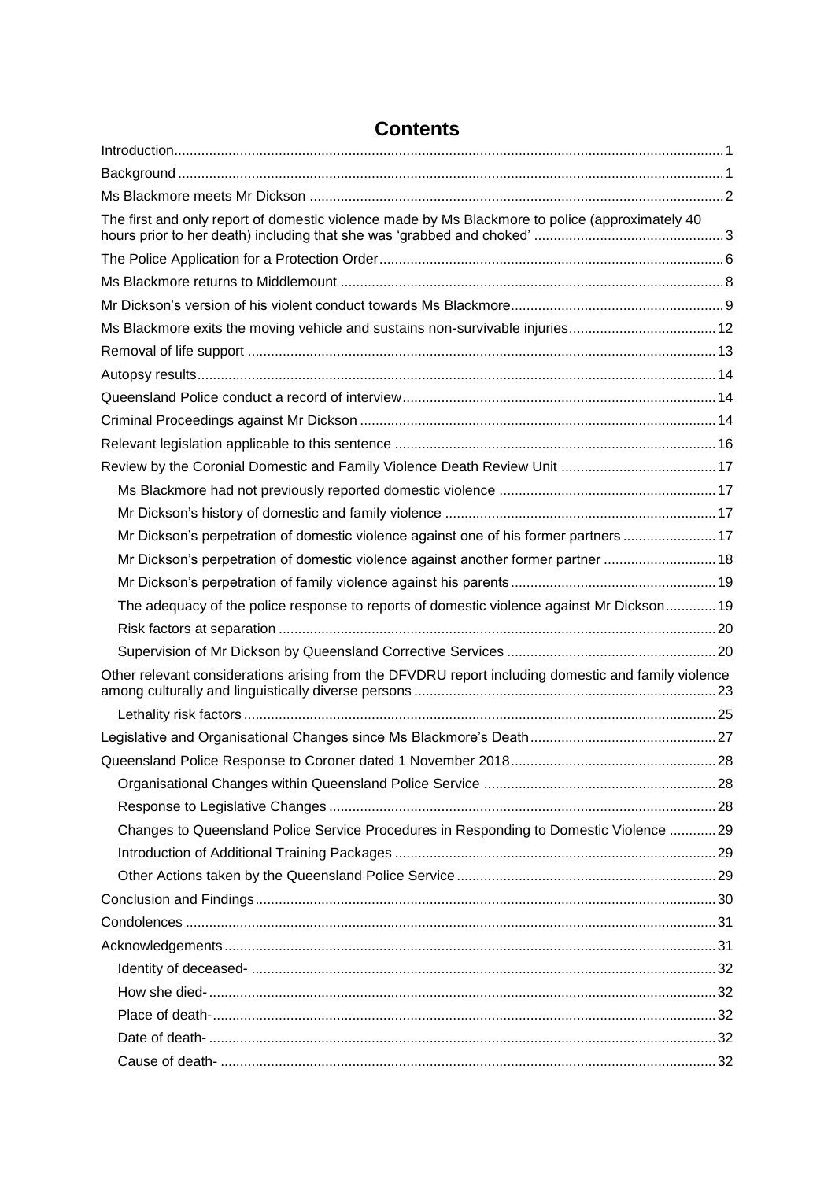# Contents

- Introduction ... 1
- Background ... 1
- Ms Blackmore meets Mr Dickson ... 2
- The first and only report of domestic violence made by Ms Blackmore to police (approximately 40 hours prior to her death) including that she was 'grabbed and choked' ... 3
- The Police Application for a Protection Order ... 6
- Ms Blackmore returns to Middlemount ... 8
- Mr Dickson's version of his violent conduct towards Ms Blackmore ... 9
- Ms Blackmore exits the moving vehicle and sustains non-survivable injuries ... 12
- Removal of life support ... 13
- Autopsy results ... 14
- Queensland Police conduct a record of interview ... 14
- Criminal Proceedings against Mr Dickson ... 14
- Relevant legislation applicable to this sentence ... 16
- Review by the Coronial Domestic and Family Violence Death Review Unit ... 17
  - Ms Blackmore had not previously reported domestic violence ... 17
  - Mr Dickson's history of domestic and family violence ... 17
  - Mr Dickson's perpetration of domestic violence against one of his former partners ... 17
  - Mr Dickson's perpetration of domestic violence against another former partner ... 18
  - Mr Dickson's perpetration of family violence against his parents ... 19
  - The adequacy of the police response to reports of domestic violence against Mr Dickson ... 19
  - Risk factors at separation ... 20
  - Supervision of Mr Dickson by Queensland Corrective Services ... 20
- Other relevant considerations arising from the DFVDRU report including domestic and family violence among culturally and linguistically diverse persons ... 23
  - Lethality risk factors ... 25
- Legislative and Organisational Changes since Ms Blackmore's Death ... 27
- Queensland Police Response to Coroner dated 1 November 2018 ... 28
  - Organisational Changes within Queensland Police Service ... 28
  - Response to Legislative Changes ... 28
  - Changes to Queensland Police Service Procedures in Responding to Domestic Violence ... 29
  - Introduction of Additional Training Packages ... 29
  - Other Actions taken by the Queensland Police Service ... 29
- Conclusion and Findings ... 30
- Condolences ... 31
- Acknowledgements ... 31
  - Identity of deceased- ... 32
  - How she died- ... 32
  - Place of death- ... 32
  - Date of death- ... 32
  - Cause of death- ... 32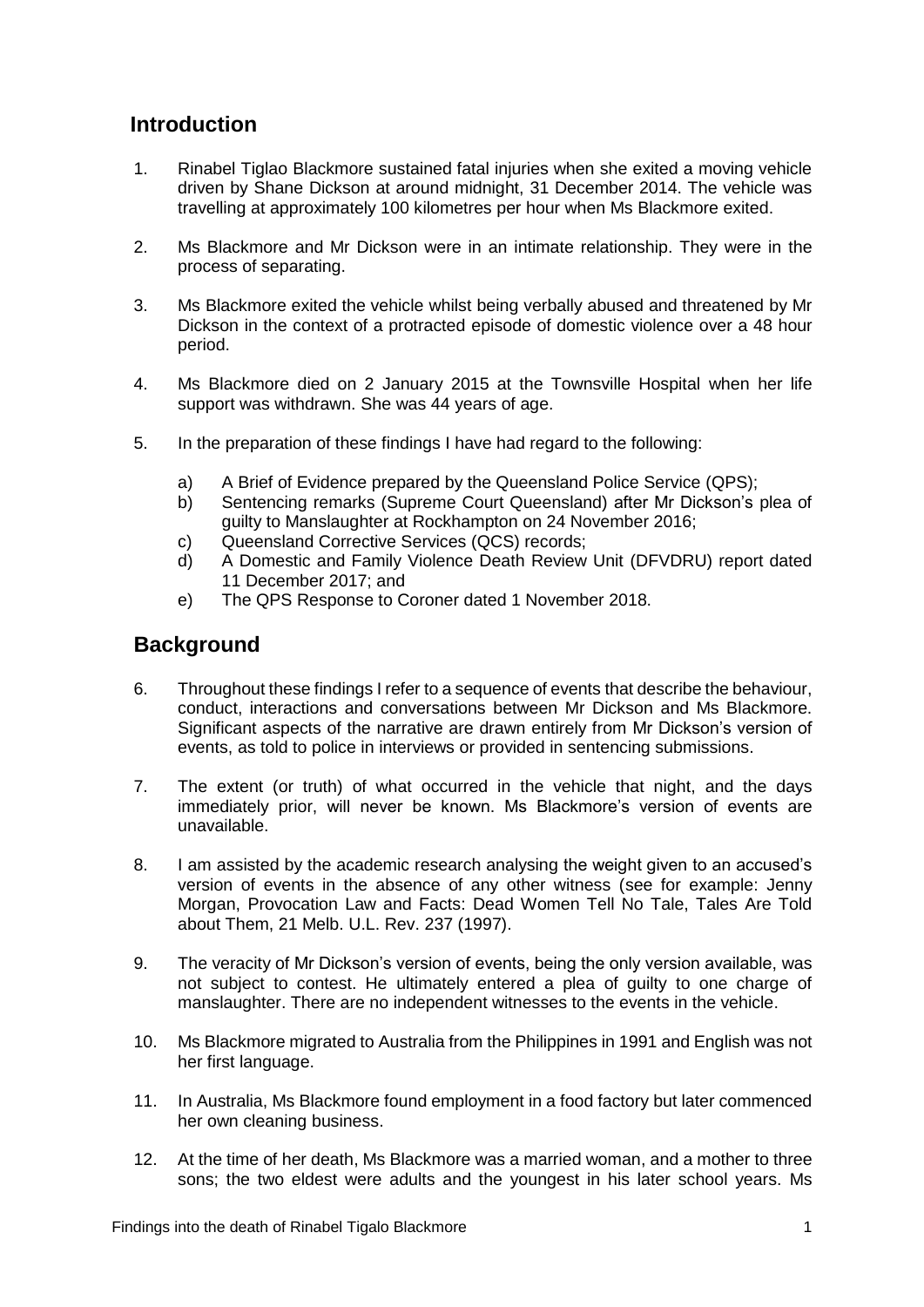## Introduction

1. Rinabel Tiglao Blackmore sustained fatal injuries when she exited a moving vehicle driven by Shane Dickson at around midnight, 31 December 2014. The vehicle was travelling at approximately 100 kilometres per hour when Ms Blackmore exited.

2. Ms Blackmore and Mr Dickson were in an intimate relationship. They were in the process of separating.

3. Ms Blackmore exited the vehicle whilst being verbally abused and threatened by Mr Dickson in the context of a protracted episode of domestic violence over a 48 hour period.

4. Ms Blackmore died on 2 January 2015 at the Townsville Hospital when her life support was withdrawn. She was 44 years of age.

5. In the preparation of these findings I have had regard to the following:

   a) A Brief of Evidence prepared by the Queensland Police Service (QPS);
   b) Sentencing remarks (Supreme Court Queensland) after Mr Dickson's plea of guilty to Manslaughter at Rockhampton on 24 November 2016;
   c) Queensland Corrective Services (QCS) records;
   d) A Domestic and Family Violence Death Review Unit (DFVDRU) report dated 11 December 2017; and
   e) The QPS Response to Coroner dated 1 November 2018.

## Background

6. Throughout these findings I refer to a sequence of events that describe the behaviour, conduct, interactions and conversations between Mr Dickson and Ms Blackmore. Significant aspects of the narrative are drawn entirely from Mr Dickson's version of events, as told to police in interviews or provided in sentencing submissions.

7. The extent (or truth) of what occurred in the vehicle that night, and the days immediately prior, will never be known. Ms Blackmore's version of events are unavailable.

8. I am assisted by the academic research analysing the weight given to an accused's version of events in the absence of any other witness (see for example: Jenny Morgan, Provocation Law and Facts: Dead Women Tell No Tale, Tales Are Told about Them, 21 Melb. U.L. Rev. 237 (1997).

9. The veracity of Mr Dickson's version of events, being the only version available, was not subject to contest. He ultimately entered a plea of guilty to one charge of manslaughter. There are no independent witnesses to the events in the vehicle.

10. Ms Blackmore migrated to Australia from the Philippines in 1991 and English was not her first language.

11. In Australia, Ms Blackmore found employment in a food factory but later commenced her own cleaning business.

12. At the time of her death, Ms Blackmore was a married woman, and a mother to three sons; the two eldest were adults and the youngest in his later school years. Ms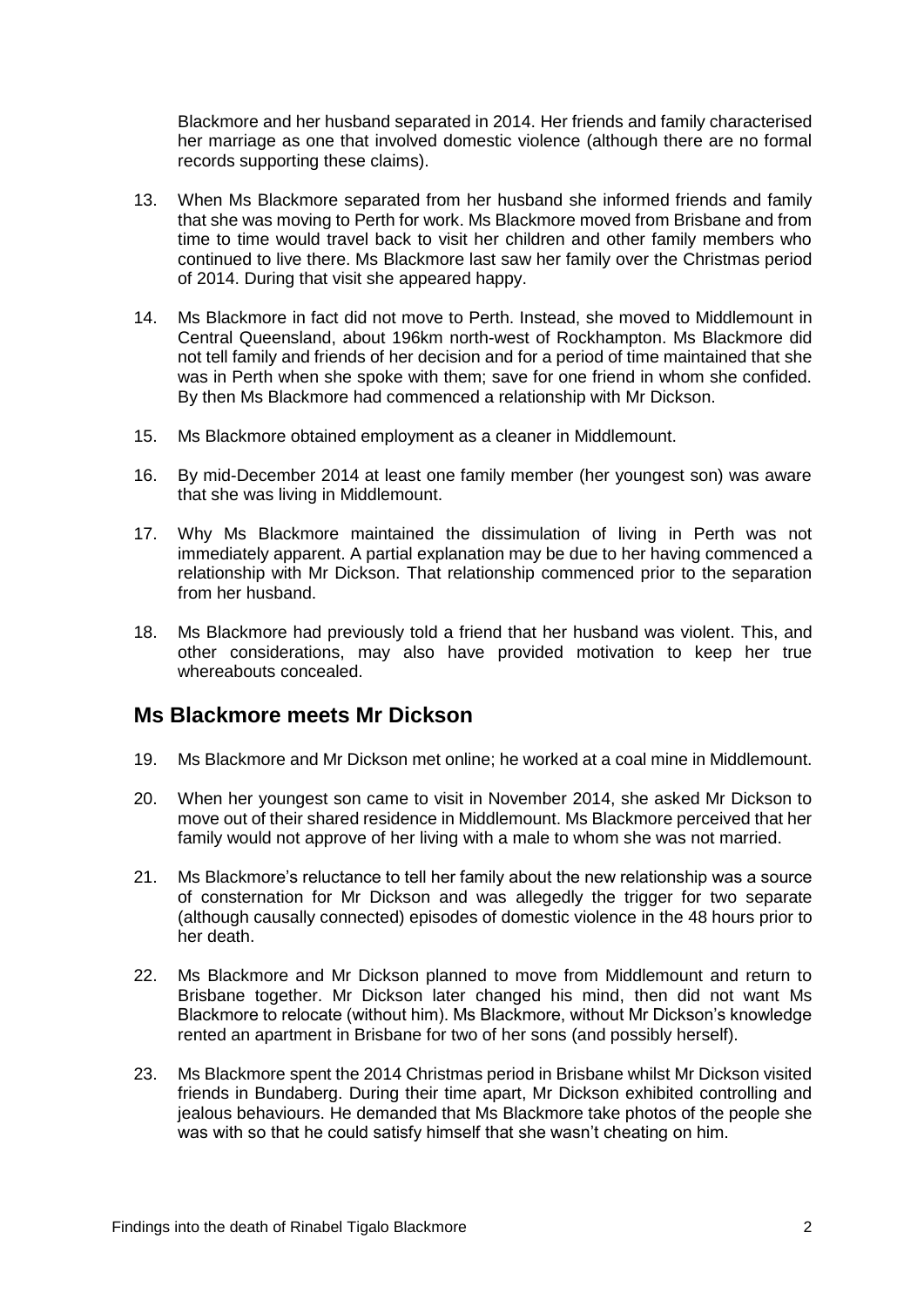Blackmore and her husband separated in 2014. Her friends and family characterised her marriage as one that involved domestic violence (although there are no formal records supporting these claims).

13. When Ms Blackmore separated from her husband she informed friends and family that she was moving to Perth for work. Ms Blackmore moved from Brisbane and from time to time would travel back to visit her children and other family members who continued to live there. Ms Blackmore last saw her family over the Christmas period of 2014. During that visit she appeared happy.

14. Ms Blackmore in fact did not move to Perth. Instead, she moved to Middlemount in Central Queensland, about 196km north-west of Rockhampton. Ms Blackmore did not tell family and friends of her decision and for a period of time maintained that she was in Perth when she spoke with them; save for one friend in whom she confided. By then Ms Blackmore had commenced a relationship with Mr Dickson.

15. Ms Blackmore obtained employment as a cleaner in Middlemount.

16. By mid-December 2014 at least one family member (her youngest son) was aware that she was living in Middlemount.

17. Why Ms Blackmore maintained the dissimulation of living in Perth was not immediately apparent. A partial explanation may be due to her having commenced a relationship with Mr Dickson. That relationship commenced prior to the separation from her husband.

18. Ms Blackmore had previously told a friend that her husband was violent. This, and other considerations, may also have provided motivation to keep her true whereabouts concealed.

## Ms Blackmore meets Mr Dickson

19. Ms Blackmore and Mr Dickson met online; he worked at a coal mine in Middlemount.

20. When her youngest son came to visit in November 2014, she asked Mr Dickson to move out of their shared residence in Middlemount. Ms Blackmore perceived that her family would not approve of her living with a male to whom she was not married.

21. Ms Blackmore's reluctance to tell her family about the new relationship was a source of consternation for Mr Dickson and was allegedly the trigger for two separate (although causally connected) episodes of domestic violence in the 48 hours prior to her death.

22. Ms Blackmore and Mr Dickson planned to move from Middlemount and return to Brisbane together. Mr Dickson later changed his mind, then did not want Ms Blackmore to relocate (without him). Ms Blackmore, without Mr Dickson's knowledge rented an apartment in Brisbane for two of her sons (and possibly herself).

23. Ms Blackmore spent the 2014 Christmas period in Brisbane whilst Mr Dickson visited friends in Bundaberg. During their time apart, Mr Dickson exhibited controlling and jealous behaviours. He demanded that Ms Blackmore take photos of the people she was with so that he could satisfy himself that she wasn't cheating on him.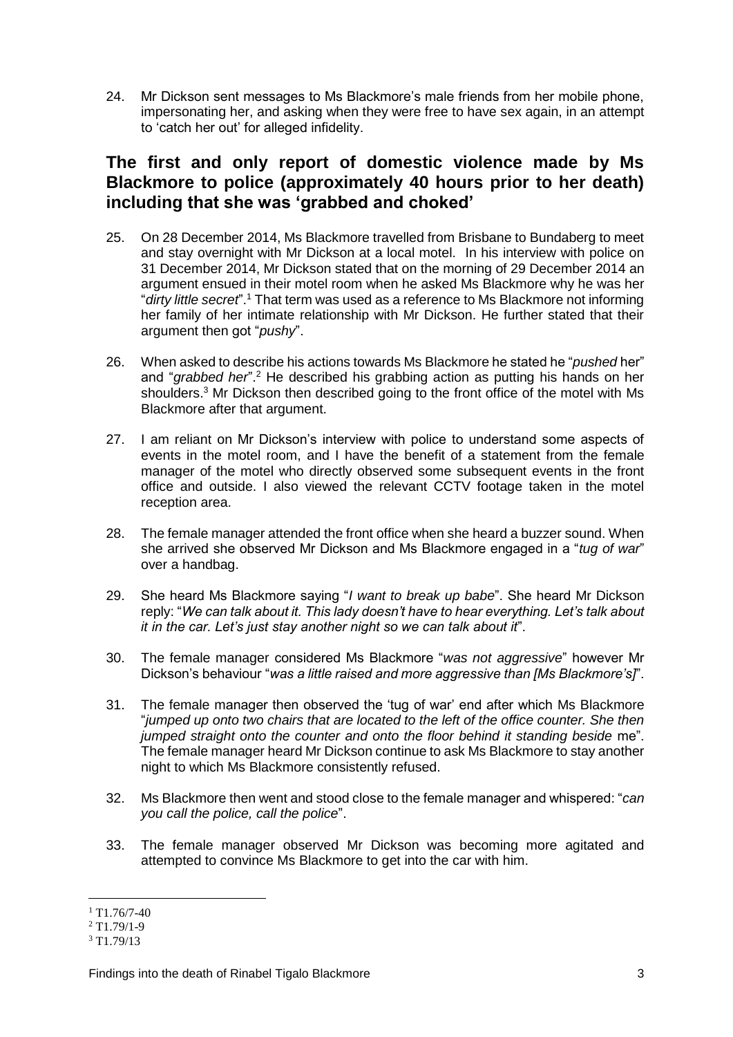24. Mr Dickson sent messages to Ms Blackmore's male friends from her mobile phone, impersonating her, and asking when they were free to have sex again, in an attempt to 'catch her out' for alleged infidelity.

## The first and only report of domestic violence made by Ms Blackmore to police (approximately 40 hours prior to her death) including that she was 'grabbed and choked'

25. On 28 December 2014, Ms Blackmore travelled from Brisbane to Bundaberg to meet and stay overnight with Mr Dickson at a local motel. In his interview with police on 31 December 2014, Mr Dickson stated that on the morning of 29 December 2014 an argument ensued in their motel room when he asked Ms Blackmore why he was her "*dirty little secret*".[1] That term was used as a reference to Ms Blackmore not informing her family of her intimate relationship with Mr Dickson. He further stated that their argument then got "*pushy*".

26. When asked to describe his actions towards Ms Blackmore he stated he "*pushed* her" and "*grabbed her*".[2] He described his grabbing action as putting his hands on her shoulders.[3] Mr Dickson then described going to the front office of the motel with Ms Blackmore after that argument.

27. I am reliant on Mr Dickson's interview with police to understand some aspects of events in the motel room, and I have the benefit of a statement from the female manager of the motel who directly observed some subsequent events in the front office and outside. I also viewed the relevant CCTV footage taken in the motel reception area.

28. The female manager attended the front office when she heard a buzzer sound. When she arrived she observed Mr Dickson and Ms Blackmore engaged in a "*tug of war*" over a handbag.

29. She heard Ms Blackmore saying "*I want to break up babe*". She heard Mr Dickson reply: "*We can talk about it. This lady doesn't have to hear everything. Let's talk about it in the car. Let's just stay another night so we can talk about it*".

30. The female manager considered Ms Blackmore "*was not aggressive*" however Mr Dickson's behaviour "*was a little raised and more aggressive than [Ms Blackmore's]*".

31. The female manager then observed the 'tug of war' end after which Ms Blackmore "*jumped up onto two chairs that are located to the left of the office counter. She then jumped straight onto the counter and onto the floor behind it standing beside* me". The female manager heard Mr Dickson continue to ask Ms Blackmore to stay another night to which Ms Blackmore consistently refused.

32. Ms Blackmore then went and stood close to the female manager and whispered: "*can you call the police, call the police*".

33. The female manager observed Mr Dickson was becoming more agitated and attempted to convince Ms Blackmore to get into the car with him.

---

[1] T1.76/7-40
[2] T1.79/1-9
[3] T1.79/13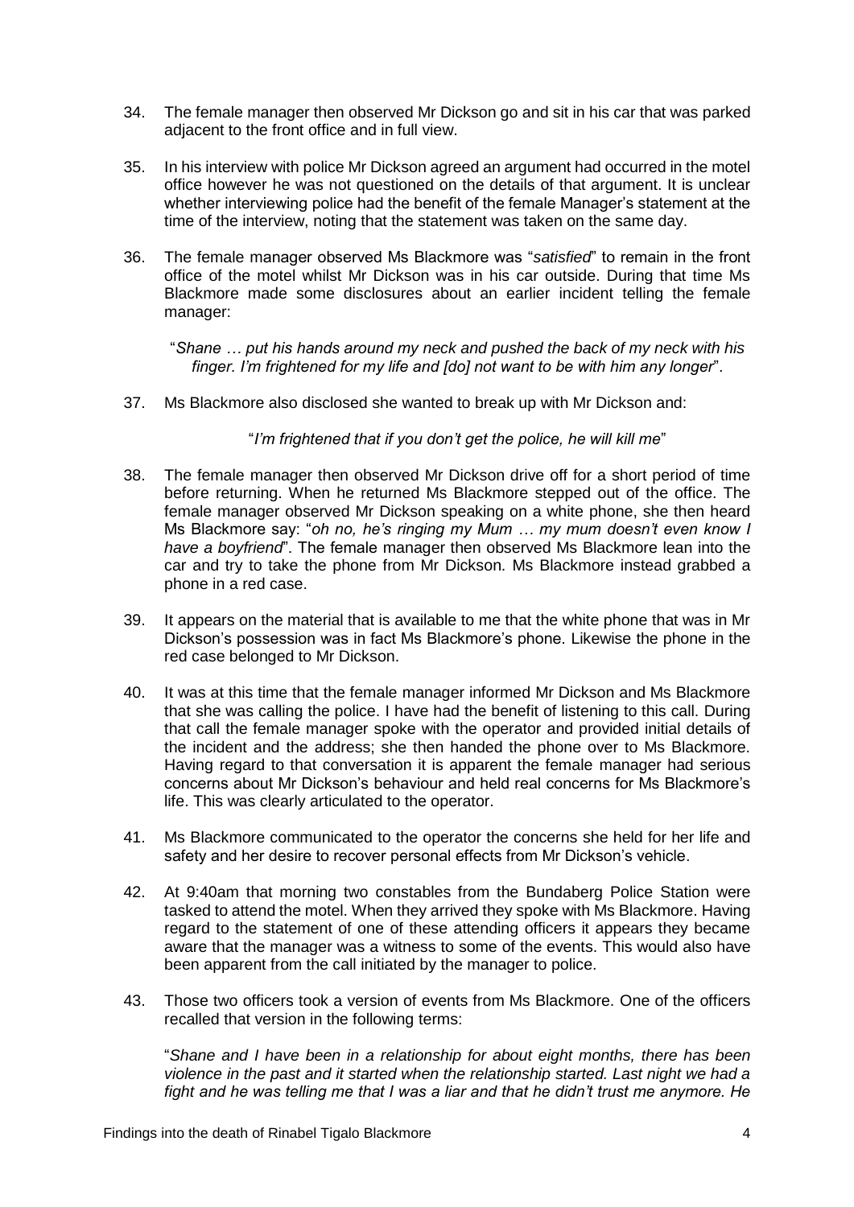34. The female manager then observed Mr Dickson go and sit in his car that was parked adjacent to the front office and in full view.

35. In his interview with police Mr Dickson agreed an argument had occurred in the motel office however he was not questioned on the details of that argument. It is unclear whether interviewing police had the benefit of the female Manager's statement at the time of the interview, noting that the statement was taken on the same day.

36. The female manager observed Ms Blackmore was "*satisfied*" to remain in the front office of the motel whilst Mr Dickson was in his car outside. During that time Ms Blackmore made some disclosures about an earlier incident telling the female manager:

    "*Shane … put his hands around my neck and pushed the back of my neck with his finger. I'm frightened for my life and [do] not want to be with him any longer*".

37. Ms Blackmore also disclosed she wanted to break up with Mr Dickson and:

    "*I'm frightened that if you don't get the police, he will kill me*"

38. The female manager then observed Mr Dickson drive off for a short period of time before returning. When he returned Ms Blackmore stepped out of the office. The female manager observed Mr Dickson speaking on a white phone, she then heard Ms Blackmore say: "*oh no, he's ringing my Mum … my mum doesn't even know I have a boyfriend*". The female manager then observed Ms Blackmore lean into the car and try to take the phone from Mr Dickson. Ms Blackmore instead grabbed a phone in a red case.

39. It appears on the material that is available to me that the white phone that was in Mr Dickson's possession was in fact Ms Blackmore's phone. Likewise the phone in the red case belonged to Mr Dickson.

40. It was at this time that the female manager informed Mr Dickson and Ms Blackmore that she was calling the police. I have had the benefit of listening to this call. During that call the female manager spoke with the operator and provided initial details of the incident and the address; she then handed the phone over to Ms Blackmore. Having regard to that conversation it is apparent the female manager had serious concerns about Mr Dickson's behaviour and held real concerns for Ms Blackmore's life. This was clearly articulated to the operator.

41. Ms Blackmore communicated to the operator the concerns she held for her life and safety and her desire to recover personal effects from Mr Dickson's vehicle.

42. At 9:40am that morning two constables from the Bundaberg Police Station were tasked to attend the motel. When they arrived they spoke with Ms Blackmore. Having regard to the statement of one of these attending officers it appears they became aware that the manager was a witness to some of the events. This would also have been apparent from the call initiated by the manager to police.

43. Those two officers took a version of events from Ms Blackmore. One of the officers recalled that version in the following terms:

    "*Shane and I have been in a relationship for about eight months, there has been violence in the past and it started when the relationship started. Last night we had a fight and he was telling me that I was a liar and that he didn't trust me anymore. He*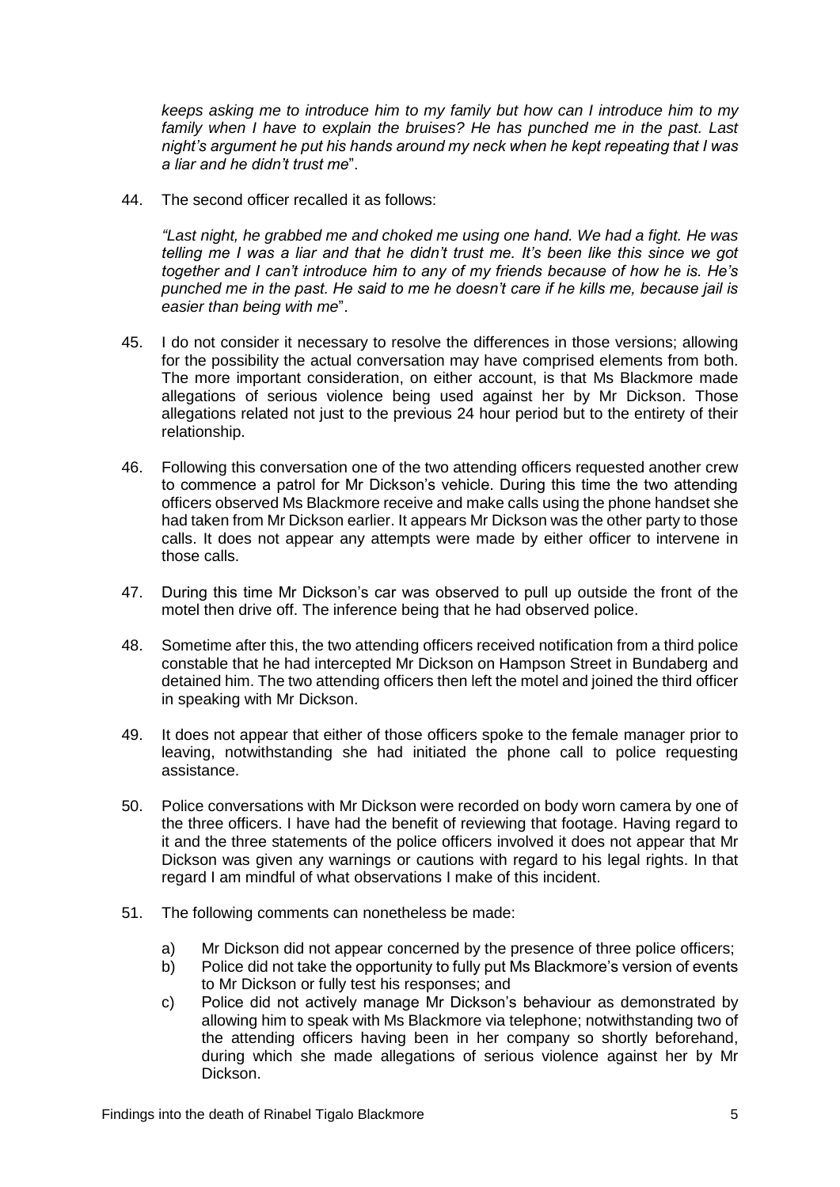*keeps asking me to introduce him to my family but how can I introduce him to my family when I have to explain the bruises? He has punched me in the past. Last night's argument he put his hands around my neck when he kept repeating that I was a liar and he didn't trust me*".

44. The second officer recalled it as follows:

    *"Last night, he grabbed me and choked me using one hand. We had a fight. He was telling me I was a liar and that he didn't trust me. It's been like this since we got together and I can't introduce him to any of my friends because of how he is. He's punched me in the past. He said to me he doesn't care if he kills me, because jail is easier than being with me*".

45. I do not consider it necessary to resolve the differences in those versions; allowing for the possibility the actual conversation may have comprised elements from both. The more important consideration, on either account, is that Ms Blackmore made allegations of serious violence being used against her by Mr Dickson. Those allegations related not just to the previous 24 hour period but to the entirety of their relationship.

46. Following this conversation one of the two attending officers requested another crew to commence a patrol for Mr Dickson's vehicle. During this time the two attending officers observed Ms Blackmore receive and make calls using the phone handset she had taken from Mr Dickson earlier. It appears Mr Dickson was the other party to those calls. It does not appear any attempts were made by either officer to intervene in those calls.

47. During this time Mr Dickson's car was observed to pull up outside the front of the motel then drive off. The inference being that he had observed police.

48. Sometime after this, the two attending officers received notification from a third police constable that he had intercepted Mr Dickson on Hampson Street in Bundaberg and detained him. The two attending officers then left the motel and joined the third officer in speaking with Mr Dickson.

49. It does not appear that either of those officers spoke to the female manager prior to leaving, notwithstanding she had initiated the phone call to police requesting assistance.

50. Police conversations with Mr Dickson were recorded on body worn camera by one of the three officers. I have had the benefit of reviewing that footage. Having regard to it and the three statements of the police officers involved it does not appear that Mr Dickson was given any warnings or cautions with regard to his legal rights. In that regard I am mindful of what observations I make of this incident.

51. The following comments can nonetheless be made:

    a) Mr Dickson did not appear concerned by the presence of three police officers;
    b) Police did not take the opportunity to fully put Ms Blackmore's version of events to Mr Dickson or fully test his responses; and
    c) Police did not actively manage Mr Dickson's behaviour as demonstrated by allowing him to speak with Ms Blackmore via telephone; notwithstanding two of the attending officers having been in her company so shortly beforehand, during which she made allegations of serious violence against her by Mr Dickson.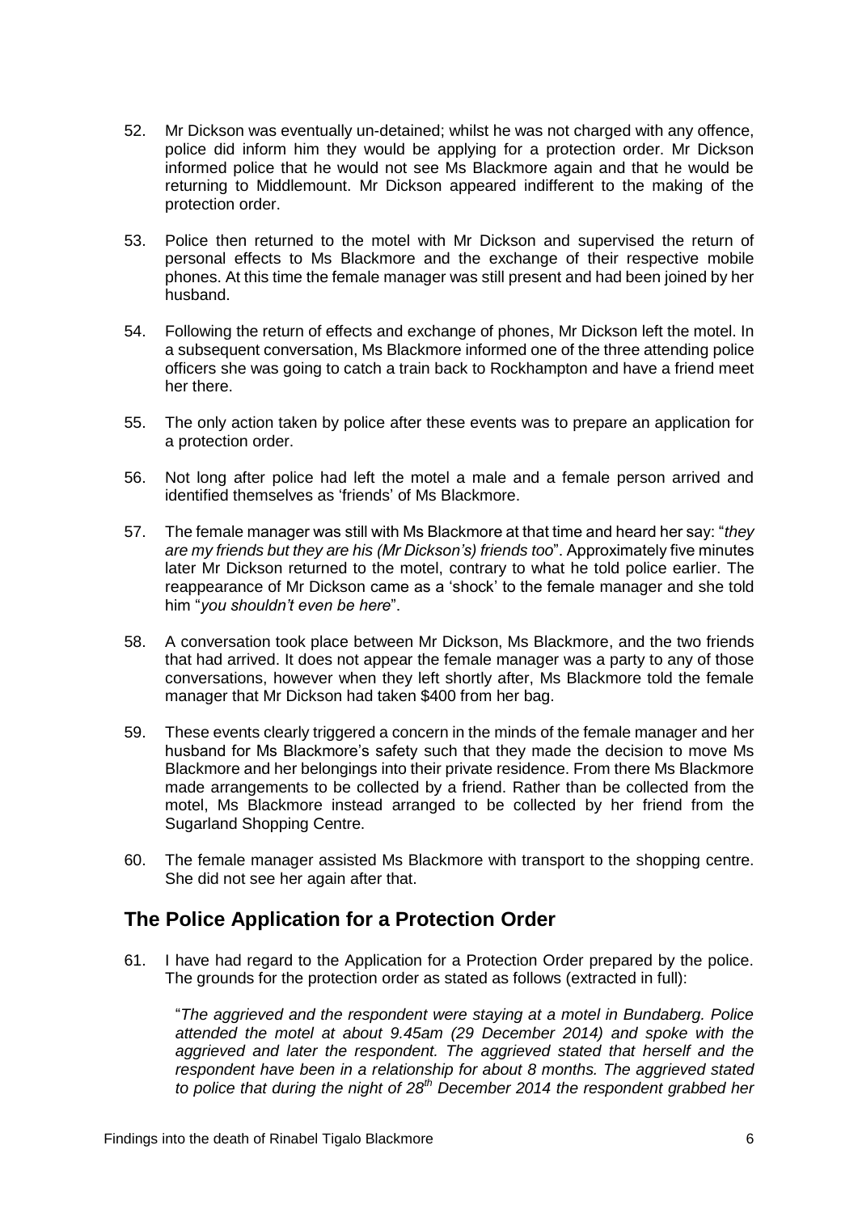52. Mr Dickson was eventually un-detained; whilst he was not charged with any offence, police did inform him they would be applying for a protection order. Mr Dickson informed police that he would not see Ms Blackmore again and that he would be returning to Middlemount. Mr Dickson appeared indifferent to the making of the protection order.

53. Police then returned to the motel with Mr Dickson and supervised the return of personal effects to Ms Blackmore and the exchange of their respective mobile phones. At this time the female manager was still present and had been joined by her husband.

54. Following the return of effects and exchange of phones, Mr Dickson left the motel. In a subsequent conversation, Ms Blackmore informed one of the three attending police officers she was going to catch a train back to Rockhampton and have a friend meet her there.

55. The only action taken by police after these events was to prepare an application for a protection order.

56. Not long after police had left the motel a male and a female person arrived and identified themselves as 'friends' of Ms Blackmore.

57. The female manager was still with Ms Blackmore at that time and heard her say: "*they are my friends but they are his (Mr Dickson's) friends too*". Approximately five minutes later Mr Dickson returned to the motel, contrary to what he told police earlier. The reappearance of Mr Dickson came as a 'shock' to the female manager and she told him "*you shouldn't even be here*".

58. A conversation took place between Mr Dickson, Ms Blackmore, and the two friends that had arrived. It does not appear the female manager was a party to any of those conversations, however when they left shortly after, Ms Blackmore told the female manager that Mr Dickson had taken $400 from her bag.

59. These events clearly triggered a concern in the minds of the female manager and her husband for Ms Blackmore's safety such that they made the decision to move Ms Blackmore and her belongings into their private residence. From there Ms Blackmore made arrangements to be collected by a friend. Rather than be collected from the motel, Ms Blackmore instead arranged to be collected by her friend from the Sugarland Shopping Centre.

60. The female manager assisted Ms Blackmore with transport to the shopping centre. She did not see her again after that.

## The Police Application for a Protection Order

61. I have had regard to the Application for a Protection Order prepared by the police. The grounds for the protection order as stated as follows (extracted in full):

 "*The aggrieved and the respondent were staying at a motel in Bundaberg. Police attended the motel at about 9.45am (29 December 2014) and spoke with the aggrieved and later the respondent. The aggrieved stated that herself and the respondent have been in a relationship for about 8 months. The aggrieved stated to police that during the night of 28th December 2014 the respondent grabbed her*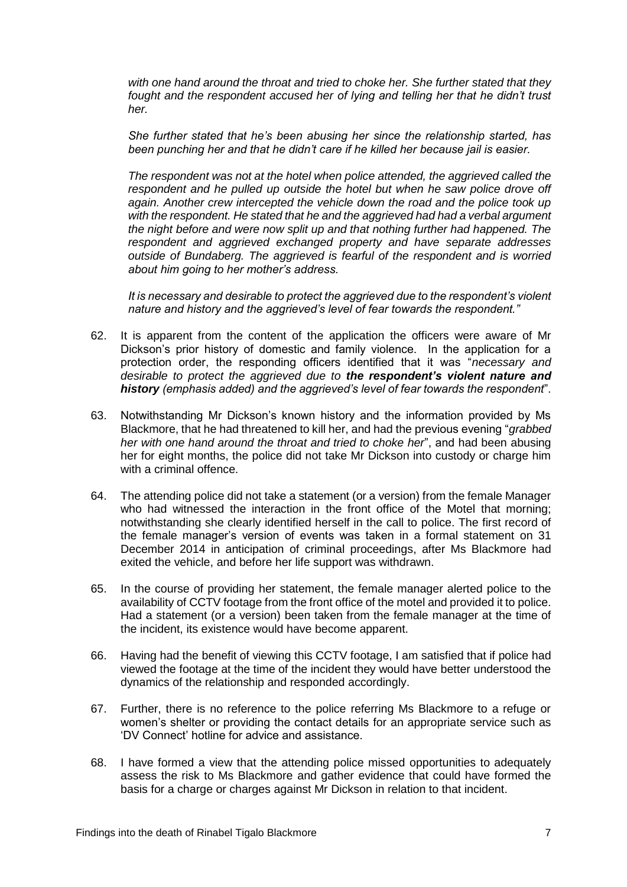*with one hand around the throat and tried to choke her. She further stated that they fought and the respondent accused her of lying and telling her that he didn't trust her.*

*She further stated that he's been abusing her since the relationship started, has been punching her and that he didn't care if he killed her because jail is easier.*

*The respondent was not at the hotel when police attended, the aggrieved called the respondent and he pulled up outside the hotel but when he saw police drove off again. Another crew intercepted the vehicle down the road and the police took up with the respondent. He stated that he and the aggrieved had had a verbal argument the night before and were now split up and that nothing further had happened. The respondent and aggrieved exchanged property and have separate addresses outside of Bundaberg. The aggrieved is fearful of the respondent and is worried about him going to her mother's address.*

*It is necessary and desirable to protect the aggrieved due to the respondent's violent nature and history and the aggrieved's level of fear towards the respondent."*

62. It is apparent from the content of the application the officers were aware of Mr Dickson's prior history of domestic and family violence. In the application for a protection order, the responding officers identified that it was "*necessary and desirable to protect the aggrieved due to **the respondent's violent nature and history** (emphasis added) and the aggrieved's level of fear towards the respondent*".

63. Notwithstanding Mr Dickson's known history and the information provided by Ms Blackmore, that he had threatened to kill her, and had the previous evening "*grabbed her with one hand around the throat and tried to choke her*", and had been abusing her for eight months, the police did not take Mr Dickson into custody or charge him with a criminal offence.

64. The attending police did not take a statement (or a version) from the female Manager who had witnessed the interaction in the front office of the Motel that morning; notwithstanding she clearly identified herself in the call to police. The first record of the female manager's version of events was taken in a formal statement on 31 December 2014 in anticipation of criminal proceedings, after Ms Blackmore had exited the vehicle, and before her life support was withdrawn.

65. In the course of providing her statement, the female manager alerted police to the availability of CCTV footage from the front office of the motel and provided it to police. Had a statement (or a version) been taken from the female manager at the time of the incident, its existence would have become apparent.

66. Having had the benefit of viewing this CCTV footage, I am satisfied that if police had viewed the footage at the time of the incident they would have better understood the dynamics of the relationship and responded accordingly.

67. Further, there is no reference to the police referring Ms Blackmore to a refuge or women's shelter or providing the contact details for an appropriate service such as 'DV Connect' hotline for advice and assistance.

68. I have formed a view that the attending police missed opportunities to adequately assess the risk to Ms Blackmore and gather evidence that could have formed the basis for a charge or charges against Mr Dickson in relation to that incident.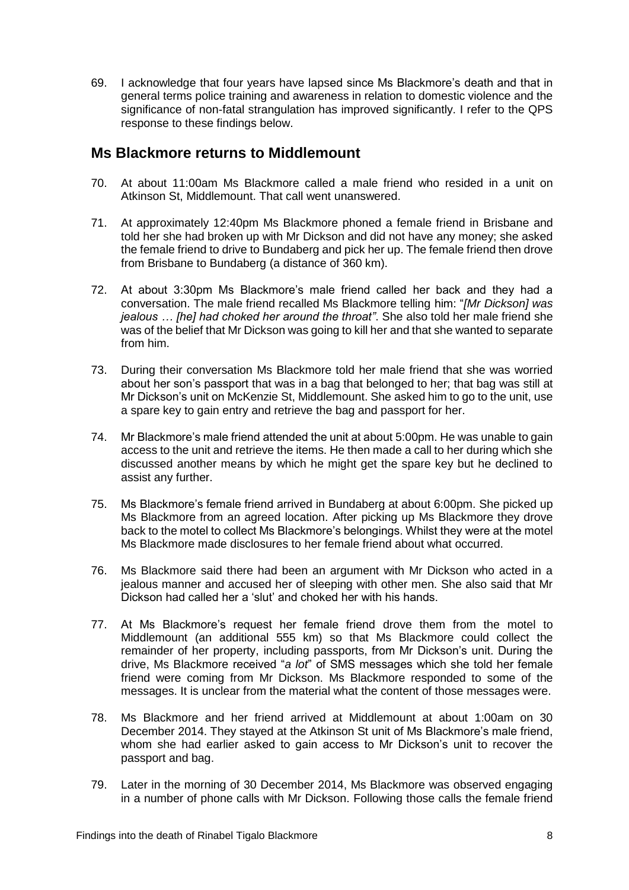69. I acknowledge that four years have lapsed since Ms Blackmore's death and that in general terms police training and awareness in relation to domestic violence and the significance of non-fatal strangulation has improved significantly. I refer to the QPS response to these findings below.

## Ms Blackmore returns to Middlemount

70. At about 11:00am Ms Blackmore called a male friend who resided in a unit on Atkinson St, Middlemount. That call went unanswered.

71. At approximately 12:40pm Ms Blackmore phoned a female friend in Brisbane and told her she had broken up with Mr Dickson and did not have any money; she asked the female friend to drive to Bundaberg and pick her up. The female friend then drove from Brisbane to Bundaberg (a distance of 360 km).

72. At about 3:30pm Ms Blackmore's male friend called her back and they had a conversation. The male friend recalled Ms Blackmore telling him: "*[Mr Dickson] was jealous … [he] had choked her around the throat"*. She also told her male friend she was of the belief that Mr Dickson was going to kill her and that she wanted to separate from him.

73. During their conversation Ms Blackmore told her male friend that she was worried about her son's passport that was in a bag that belonged to her; that bag was still at Mr Dickson's unit on McKenzie St, Middlemount. She asked him to go to the unit, use a spare key to gain entry and retrieve the bag and passport for her.

74. Mr Blackmore's male friend attended the unit at about 5:00pm. He was unable to gain access to the unit and retrieve the items. He then made a call to her during which she discussed another means by which he might get the spare key but he declined to assist any further.

75. Ms Blackmore's female friend arrived in Bundaberg at about 6:00pm. She picked up Ms Blackmore from an agreed location. After picking up Ms Blackmore they drove back to the motel to collect Ms Blackmore's belongings. Whilst they were at the motel Ms Blackmore made disclosures to her female friend about what occurred.

76. Ms Blackmore said there had been an argument with Mr Dickson who acted in a jealous manner and accused her of sleeping with other men. She also said that Mr Dickson had called her a 'slut' and choked her with his hands.

77. At Ms Blackmore's request her female friend drove them from the motel to Middlemount (an additional 555 km) so that Ms Blackmore could collect the remainder of her property, including passports, from Mr Dickson's unit. During the drive, Ms Blackmore received "*a lot*" of SMS messages which she told her female friend were coming from Mr Dickson. Ms Blackmore responded to some of the messages. It is unclear from the material what the content of those messages were.

78. Ms Blackmore and her friend arrived at Middlemount at about 1:00am on 30 December 2014. They stayed at the Atkinson St unit of Ms Blackmore's male friend, whom she had earlier asked to gain access to Mr Dickson's unit to recover the passport and bag.

79. Later in the morning of 30 December 2014, Ms Blackmore was observed engaging in a number of phone calls with Mr Dickson. Following those calls the female friend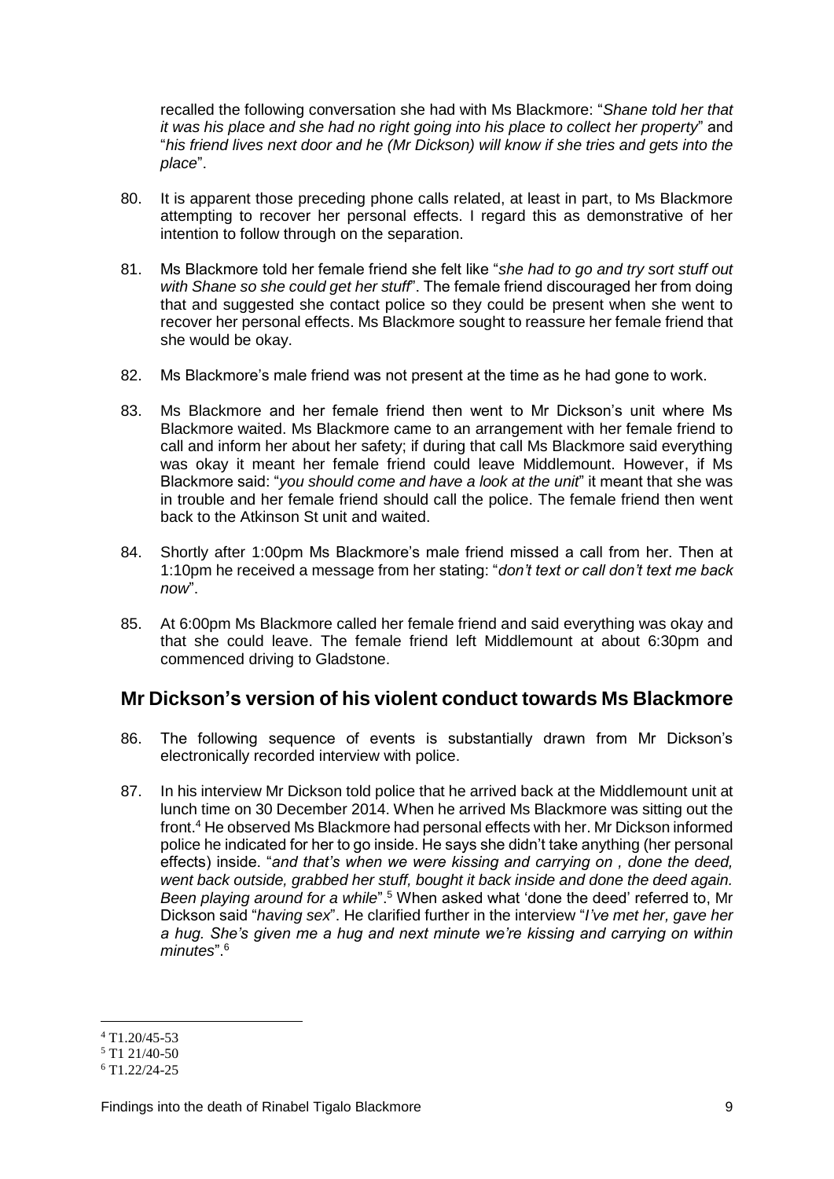recalled the following conversation she had with Ms Blackmore: "*Shane told her that it was his place and she had no right going into his place to collect her property*" and "*his friend lives next door and he (Mr Dickson) will know if she tries and gets into the place*".

80. It is apparent those preceding phone calls related, at least in part, to Ms Blackmore attempting to recover her personal effects. I regard this as demonstrative of her intention to follow through on the separation.

81. Ms Blackmore told her female friend she felt like "*she had to go and try sort stuff out with Shane so she could get her stuff*". The female friend discouraged her from doing that and suggested she contact police so they could be present when she went to recover her personal effects. Ms Blackmore sought to reassure her female friend that she would be okay.

82. Ms Blackmore's male friend was not present at the time as he had gone to work.

83. Ms Blackmore and her female friend then went to Mr Dickson's unit where Ms Blackmore waited. Ms Blackmore came to an arrangement with her female friend to call and inform her about her safety; if during that call Ms Blackmore said everything was okay it meant her female friend could leave Middlemount. However, if Ms Blackmore said: "*you should come and have a look at the unit*" it meant that she was in trouble and her female friend should call the police. The female friend then went back to the Atkinson St unit and waited.

84. Shortly after 1:00pm Ms Blackmore's male friend missed a call from her. Then at 1:10pm he received a message from her stating: "*don't text or call don't text me back now*".

85. At 6:00pm Ms Blackmore called her female friend and said everything was okay and that she could leave. The female friend left Middlemount at about 6:30pm and commenced driving to Gladstone.

## Mr Dickson's version of his violent conduct towards Ms Blackmore

86. The following sequence of events is substantially drawn from Mr Dickson's electronically recorded interview with police.

87. In his interview Mr Dickson told police that he arrived back at the Middlemount unit at lunch time on 30 December 2014. When he arrived Ms Blackmore was sitting out the front.[4] He observed Ms Blackmore had personal effects with her. Mr Dickson informed police he indicated for her to go inside. He says she didn't take anything (her personal effects) inside. "*and that's when we were kissing and carrying on , done the deed, went back outside, grabbed her stuff, bought it back inside and done the deed again. Been playing around for a while*".[5] When asked what 'done the deed' referred to, Mr Dickson said "*having sex*". He clarified further in the interview "*I've met her, gave her a hug. She's given me a hug and next minute we're kissing and carrying on within minutes*".[6]

---

[4] T1.20/45-53

[5] T1 21/40-50

[6] T1.22/24-25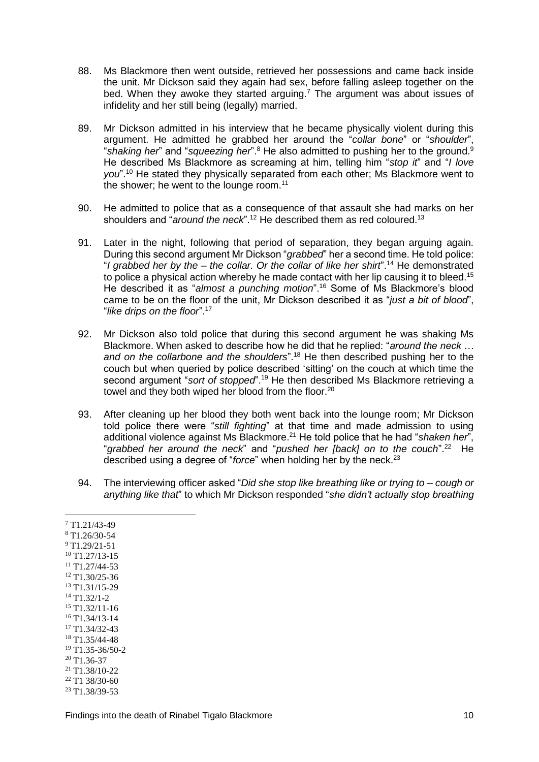88. Ms Blackmore then went outside, retrieved her possessions and came back inside the unit. Mr Dickson said they again had sex, before falling asleep together on the bed. When they awoke they started arguing.[7] The argument was about issues of infidelity and her still being (legally) married.

89. Mr Dickson admitted in his interview that he became physically violent during this argument. He admitted he grabbed her around the "*collar bone*" or "*shoulder*", "*shaking her*" and "*squeezing her*".[8] He also admitted to pushing her to the ground.[9] He described Ms Blackmore as screaming at him, telling him "*stop it*" and "*I love you*".[10] He stated they physically separated from each other; Ms Blackmore went to the shower; he went to the lounge room.[11]

90. He admitted to police that as a consequence of that assault she had marks on her shoulders and "*around the neck*".[12] He described them as red coloured.[13]

91. Later in the night, following that period of separation, they began arguing again. During this second argument Mr Dickson "*grabbed*" her a second time. He told police: "*I grabbed her by the – the collar. Or the collar of like her shirt*".[14] He demonstrated to police a physical action whereby he made contact with her lip causing it to bleed.[15] He described it as "*almost a punching motion*".[16] Some of Ms Blackmore's blood came to be on the floor of the unit, Mr Dickson described it as "*just a bit of blood*", "*like drips on the floor*".[17]

92. Mr Dickson also told police that during this second argument he was shaking Ms Blackmore. When asked to describe how he did that he replied: "*around the neck … and on the collarbone and the shoulders*".[18] He then described pushing her to the couch but when queried by police described 'sitting' on the couch at which time the second argument "*sort of stopped*".[19] He then described Ms Blackmore retrieving a towel and they both wiped her blood from the floor.[20]

93. After cleaning up her blood they both went back into the lounge room; Mr Dickson told police there were "*still fighting*" at that time and made admission to using additional violence against Ms Blackmore.[21] He told police that he had "*shaken her*", "*grabbed her around the neck*" and "*pushed her [back] on to the couch*".[22] He described using a degree of "*force*" when holding her by the neck.[23]

94. The interviewing officer asked "*Did she stop like breathing like or trying to – cough or anything like that*" to which Mr Dickson responded "*she didn't actually stop breathing*

---

[7] T1.21/43-49
[8] T1.26/30-54
[9] T1.29/21-51
[10] T1.27/13-15
[11] T1.27/44-53
[12] T1.30/25-36
[13] T1.31/15-29
[14] T1.32/1-2
[15] T1.32/11-16
[16] T1.34/13-14
[17] T1.34/32-43
[18] T1.35/44-48
[19] T1.35-36/50-2
[20] T1.36-37
[21] T1.38/10-22
[22] T1 38/30-60
[23] T1.38/39-53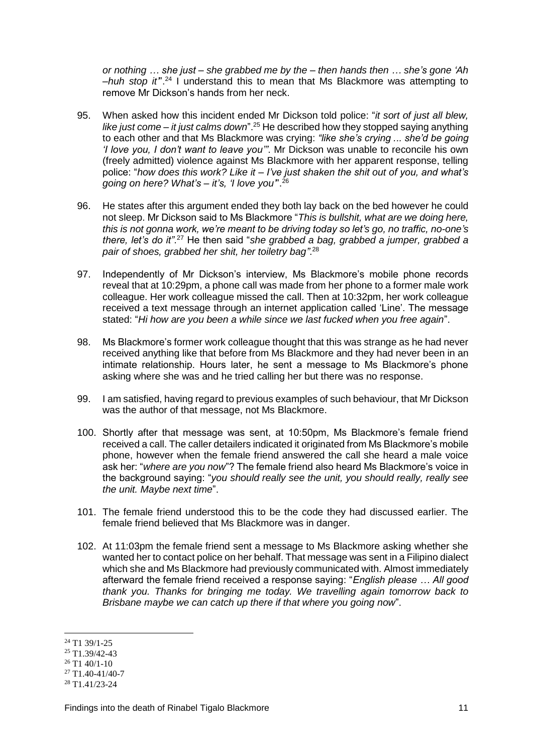*or nothing … she just – she grabbed me by the – then hands then … she's gone 'Ah –huh stop it'*".[24] I understand this to mean that Ms Blackmore was attempting to remove Mr Dickson's hands from her neck.

95. When asked how this incident ended Mr Dickson told police: "*it sort of just all blew, like just come – it just calms down*".[25] He described how they stopped saying anything to each other and that Ms Blackmore was crying: *"like she's crying ... she'd be going 'I love you, I don't want to leave you'"*. Mr Dickson was unable to reconcile his own (freely admitted) violence against Ms Blackmore with her apparent response, telling police: "*how does this work? Like it – I've just shaken the shit out of you, and what's going on here? What's – it's, 'I love you'*".[26]

96. He states after this argument ended they both lay back on the bed however he could not sleep. Mr Dickson said to Ms Blackmore "*This is bullshit, what are we doing here, this is not gonna work, we're meant to be driving today so let's go, no traffic, no-one's there, let's do it"*.[27] He then said "*she grabbed a bag, grabbed a jumper, grabbed a pair of shoes, grabbed her shit, her toiletry bag"*.[28]

97. Independently of Mr Dickson's interview, Ms Blackmore's mobile phone records reveal that at 10:29pm, a phone call was made from her phone to a former male work colleague. Her work colleague missed the call. Then at 10:32pm, her work colleague received a text message through an internet application called 'Line'. The message stated: "*Hi how are you been a while since we last fucked when you free again*".

98. Ms Blackmore's former work colleague thought that this was strange as he had never received anything like that before from Ms Blackmore and they had never been in an intimate relationship. Hours later, he sent a message to Ms Blackmore's phone asking where she was and he tried calling her but there was no response.

99. I am satisfied, having regard to previous examples of such behaviour, that Mr Dickson was the author of that message, not Ms Blackmore.

100. Shortly after that message was sent, at 10:50pm, Ms Blackmore's female friend received a call. The caller detailers indicated it originated from Ms Blackmore's mobile phone, however when the female friend answered the call she heard a male voice ask her: "*where are you now*"? The female friend also heard Ms Blackmore's voice in the background saying: "*you should really see the unit, you should really, really see the unit. Maybe next time*".

101. The female friend understood this to be the code they had discussed earlier. The female friend believed that Ms Blackmore was in danger.

102. At 11:03pm the female friend sent a message to Ms Blackmore asking whether she wanted her to contact police on her behalf. That message was sent in a Filipino dialect which she and Ms Blackmore had previously communicated with. Almost immediately afterward the female friend received a response saying: "*English please … All good thank you. Thanks for bringing me today. We travelling again tomorrow back to Brisbane maybe we can catch up there if that where you going now*".

---

[24] T1 39/1-25

[25] T1.39/42-43

[26] T1 40/1-10

[27] T1.40-41/40-7

[28] T1.41/23-24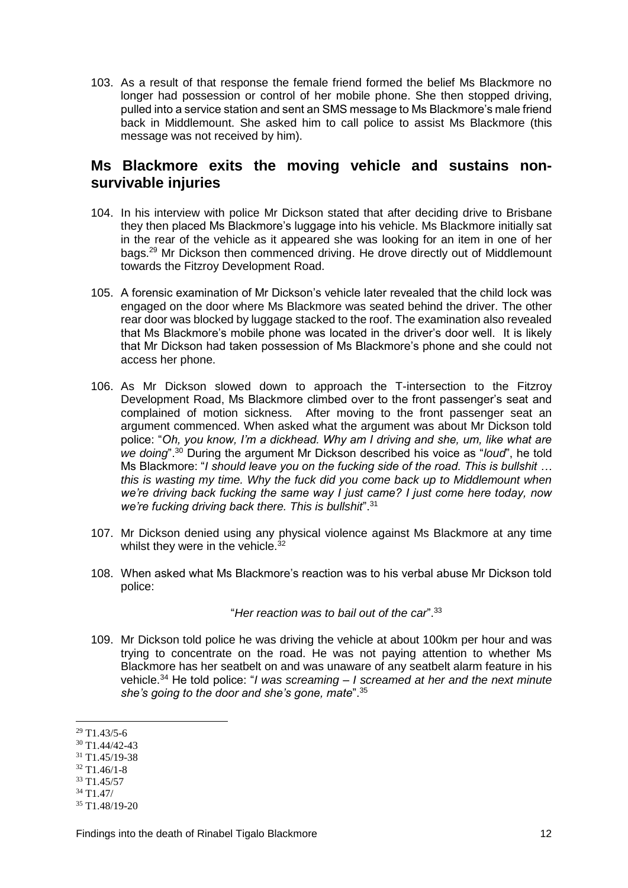103. As a result of that response the female friend formed the belief Ms Blackmore no longer had possession or control of her mobile phone. She then stopped driving, pulled into a service station and sent an SMS message to Ms Blackmore's male friend back in Middlemount. She asked him to call police to assist Ms Blackmore (this message was not received by him).

## Ms Blackmore exits the moving vehicle and sustains non-survivable injuries

104. In his interview with police Mr Dickson stated that after deciding drive to Brisbane they then placed Ms Blackmore's luggage into his vehicle. Ms Blackmore initially sat in the rear of the vehicle as it appeared she was looking for an item in one of her bags.[29] Mr Dickson then commenced driving. He drove directly out of Middlemount towards the Fitzroy Development Road.

105. A forensic examination of Mr Dickson's vehicle later revealed that the child lock was engaged on the door where Ms Blackmore was seated behind the driver. The other rear door was blocked by luggage stacked to the roof. The examination also revealed that Ms Blackmore's mobile phone was located in the driver's door well. It is likely that Mr Dickson had taken possession of Ms Blackmore's phone and she could not access her phone.

106. As Mr Dickson slowed down to approach the T-intersection to the Fitzroy Development Road, Ms Blackmore climbed over to the front passenger's seat and complained of motion sickness. After moving to the front passenger seat an argument commenced. When asked what the argument was about Mr Dickson told police: "*Oh, you know, I'm a dickhead. Why am I driving and she, um, like what are we doing*".[30] During the argument Mr Dickson described his voice as "*loud*", he told Ms Blackmore: "*I should leave you on the fucking side of the road. This is bullshit … this is wasting my time. Why the fuck did you come back up to Middlemount when we're driving back fucking the same way I just came? I just come here today, now we're fucking driving back there. This is bullshit*".[31]

107. Mr Dickson denied using any physical violence against Ms Blackmore at any time whilst they were in the vehicle.[32]

108. When asked what Ms Blackmore's reaction was to his verbal abuse Mr Dickson told police:

"*Her reaction was to bail out of the car*".[33]

109. Mr Dickson told police he was driving the vehicle at about 100km per hour and was trying to concentrate on the road. He was not paying attention to whether Ms Blackmore has her seatbelt on and was unaware of any seatbelt alarm feature in his vehicle.[34] He told police: "*I was screaming – I screamed at her and the next minute she's going to the door and she's gone, mate*".[35]

---

[29] T1.43/5-6
[30] T1.44/42-43
[31] T1.45/19-38
[32] T1.46/1-8
[33] T1.45/57
[34] T1.47/
[35] T1.48/19-20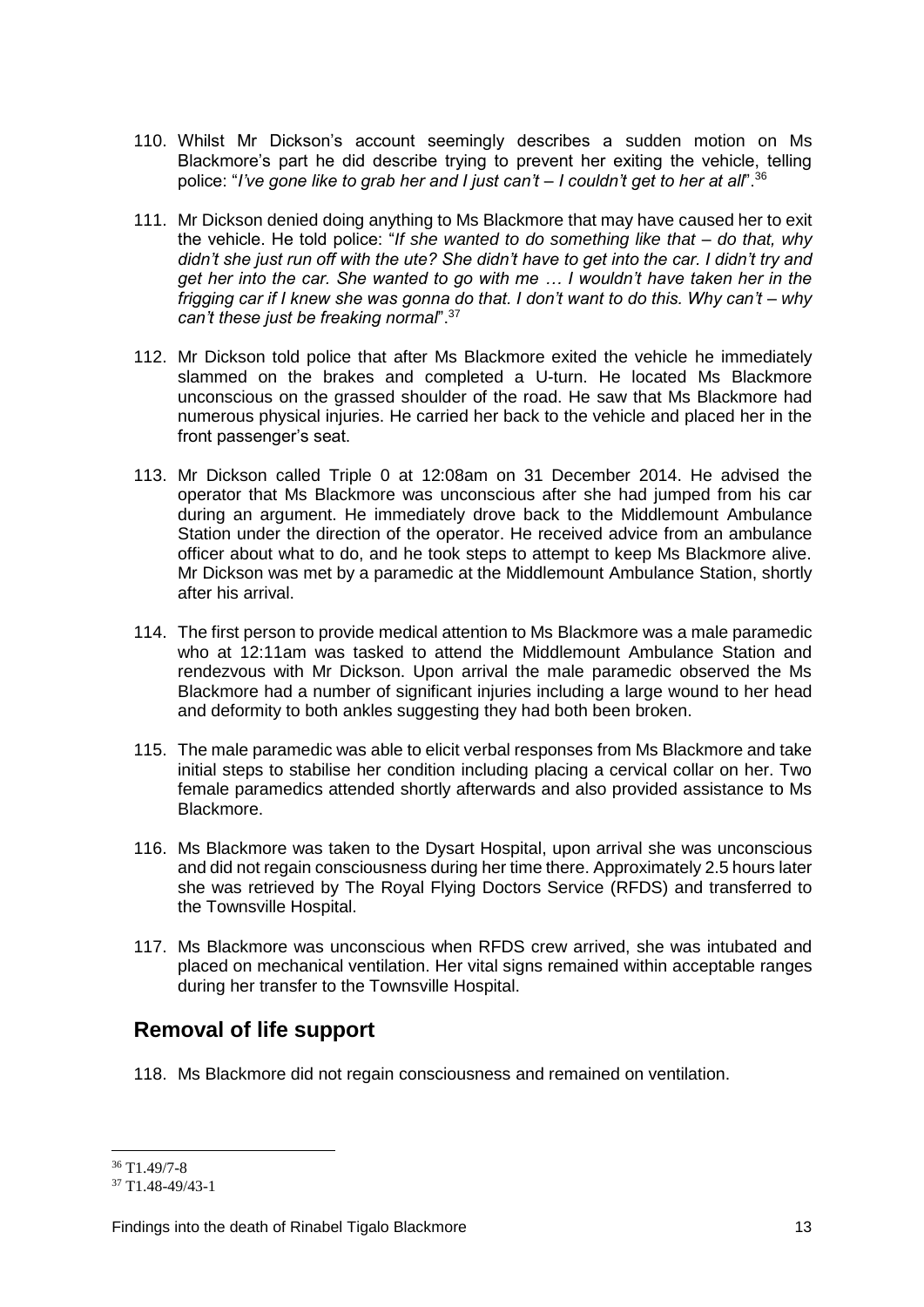110. Whilst Mr Dickson's account seemingly describes a sudden motion on Ms Blackmore's part he did describe trying to prevent her exiting the vehicle, telling police: "*I've gone like to grab her and I just can't – I couldn't get to her at all*".[36]

111. Mr Dickson denied doing anything to Ms Blackmore that may have caused her to exit the vehicle. He told police: "*If she wanted to do something like that – do that, why didn't she just run off with the ute? She didn't have to get into the car. I didn't try and get her into the car. She wanted to go with me … I wouldn't have taken her in the frigging car if I knew she was gonna do that. I don't want to do this. Why can't – why can't these just be freaking normal*".[37]

112. Mr Dickson told police that after Ms Blackmore exited the vehicle he immediately slammed on the brakes and completed a U-turn. He located Ms Blackmore unconscious on the grassed shoulder of the road. He saw that Ms Blackmore had numerous physical injuries. He carried her back to the vehicle and placed her in the front passenger's seat.

113. Mr Dickson called Triple 0 at 12:08am on 31 December 2014. He advised the operator that Ms Blackmore was unconscious after she had jumped from his car during an argument. He immediately drove back to the Middlemount Ambulance Station under the direction of the operator. He received advice from an ambulance officer about what to do, and he took steps to attempt to keep Ms Blackmore alive. Mr Dickson was met by a paramedic at the Middlemount Ambulance Station, shortly after his arrival.

114. The first person to provide medical attention to Ms Blackmore was a male paramedic who at 12:11am was tasked to attend the Middlemount Ambulance Station and rendezvous with Mr Dickson. Upon arrival the male paramedic observed the Ms Blackmore had a number of significant injuries including a large wound to her head and deformity to both ankles suggesting they had both been broken.

115. The male paramedic was able to elicit verbal responses from Ms Blackmore and take initial steps to stabilise her condition including placing a cervical collar on her. Two female paramedics attended shortly afterwards and also provided assistance to Ms Blackmore.

116. Ms Blackmore was taken to the Dysart Hospital, upon arrival she was unconscious and did not regain consciousness during her time there. Approximately 2.5 hours later she was retrieved by The Royal Flying Doctors Service (RFDS) and transferred to the Townsville Hospital.

117. Ms Blackmore was unconscious when RFDS crew arrived, she was intubated and placed on mechanical ventilation. Her vital signs remained within acceptable ranges during her transfer to the Townsville Hospital.

## Removal of life support

118. Ms Blackmore did not regain consciousness and remained on ventilation.

---

[36] T1.49/7-8

[37] T1.48-49/43-1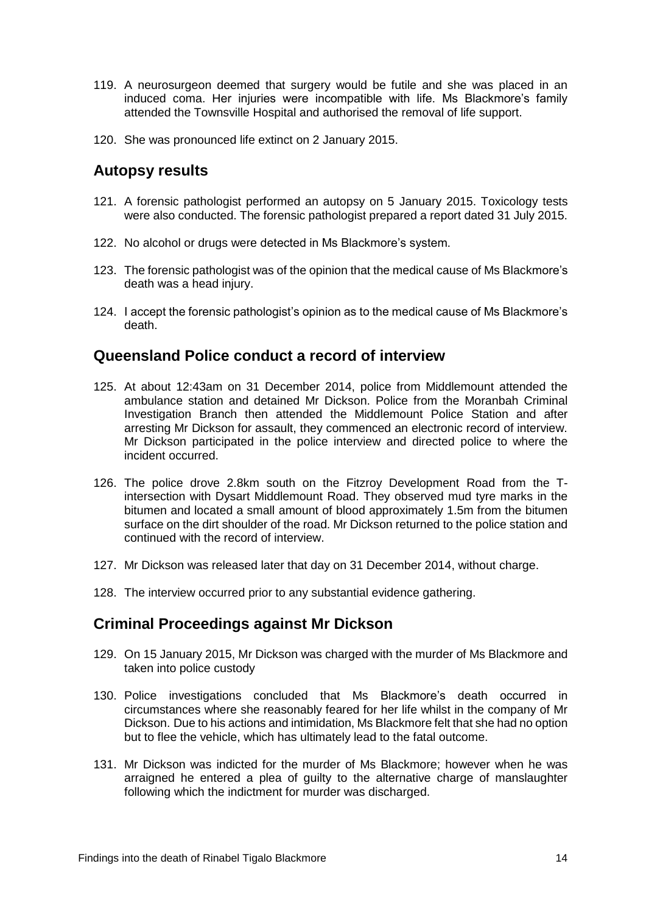119. A neurosurgeon deemed that surgery would be futile and she was placed in an induced coma. Her injuries were incompatible with life. Ms Blackmore's family attended the Townsville Hospital and authorised the removal of life support.

120. She was pronounced life extinct on 2 January 2015.

## Autopsy results

121. A forensic pathologist performed an autopsy on 5 January 2015. Toxicology tests were also conducted. The forensic pathologist prepared a report dated 31 July 2015.

122. No alcohol or drugs were detected in Ms Blackmore's system.

123. The forensic pathologist was of the opinion that the medical cause of Ms Blackmore's death was a head injury.

124. I accept the forensic pathologist's opinion as to the medical cause of Ms Blackmore's death.

## Queensland Police conduct a record of interview

125. At about 12:43am on 31 December 2014, police from Middlemount attended the ambulance station and detained Mr Dickson. Police from the Moranbah Criminal Investigation Branch then attended the Middlemount Police Station and after arresting Mr Dickson for assault, they commenced an electronic record of interview. Mr Dickson participated in the police interview and directed police to where the incident occurred.

126. The police drove 2.8km south on the Fitzroy Development Road from the T-intersection with Dysart Middlemount Road. They observed mud tyre marks in the bitumen and located a small amount of blood approximately 1.5m from the bitumen surface on the dirt shoulder of the road. Mr Dickson returned to the police station and continued with the record of interview.

127. Mr Dickson was released later that day on 31 December 2014, without charge.

128. The interview occurred prior to any substantial evidence gathering.

## Criminal Proceedings against Mr Dickson

129. On 15 January 2015, Mr Dickson was charged with the murder of Ms Blackmore and taken into police custody

130. Police investigations concluded that Ms Blackmore's death occurred in circumstances where she reasonably feared for her life whilst in the company of Mr Dickson. Due to his actions and intimidation, Ms Blackmore felt that she had no option but to flee the vehicle, which has ultimately lead to the fatal outcome.

131. Mr Dickson was indicted for the murder of Ms Blackmore; however when he was arraigned he entered a plea of guilty to the alternative charge of manslaughter following which the indictment for murder was discharged.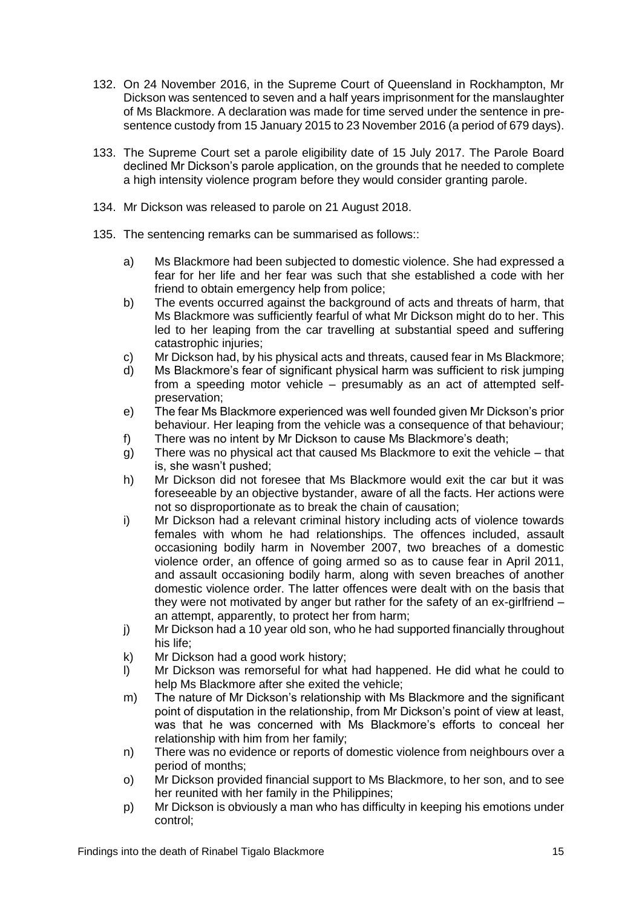132. On 24 November 2016, in the Supreme Court of Queensland in Rockhampton, Mr Dickson was sentenced to seven and a half years imprisonment for the manslaughter of Ms Blackmore. A declaration was made for time served under the sentence in pre-sentence custody from 15 January 2015 to 23 November 2016 (a period of 679 days).

133. The Supreme Court set a parole eligibility date of 15 July 2017. The Parole Board declined Mr Dickson's parole application, on the grounds that he needed to complete a high intensity violence program before they would consider granting parole.

134. Mr Dickson was released to parole on 21 August 2018.

135. The sentencing remarks can be summarised as follows::

    a) Ms Blackmore had been subjected to domestic violence. She had expressed a fear for her life and her fear was such that she established a code with her friend to obtain emergency help from police;
    b) The events occurred against the background of acts and threats of harm, that Ms Blackmore was sufficiently fearful of what Mr Dickson might do to her. This led to her leaping from the car travelling at substantial speed and suffering catastrophic injuries;
    c) Mr Dickson had, by his physical acts and threats, caused fear in Ms Blackmore;
    d) Ms Blackmore's fear of significant physical harm was sufficient to risk jumping from a speeding motor vehicle – presumably as an act of attempted self-preservation;
    e) The fear Ms Blackmore experienced was well founded given Mr Dickson's prior behaviour. Her leaping from the vehicle was a consequence of that behaviour;
    f) There was no intent by Mr Dickson to cause Ms Blackmore's death;
    g) There was no physical act that caused Ms Blackmore to exit the vehicle – that is, she wasn't pushed;
    h) Mr Dickson did not foresee that Ms Blackmore would exit the car but it was foreseeable by an objective bystander, aware of all the facts. Her actions were not so disproportionate as to break the chain of causation;
    i) Mr Dickson had a relevant criminal history including acts of violence towards females with whom he had relationships. The offences included, assault occasioning bodily harm in November 2007, two breaches of a domestic violence order, an offence of going armed so as to cause fear in April 2011, and assault occasioning bodily harm, along with seven breaches of another domestic violence order. The latter offences were dealt with on the basis that they were not motivated by anger but rather for the safety of an ex-girlfriend – an attempt, apparently, to protect her from harm;
    j) Mr Dickson had a 10 year old son, who he had supported financially throughout his life;
    k) Mr Dickson had a good work history;
    l) Mr Dickson was remorseful for what had happened. He did what he could to help Ms Blackmore after she exited the vehicle;
    m) The nature of Mr Dickson's relationship with Ms Blackmore and the significant point of disputation in the relationship, from Mr Dickson's point of view at least, was that he was concerned with Ms Blackmore's efforts to conceal her relationship with him from her family;
    n) There was no evidence or reports of domestic violence from neighbours over a period of months;
    o) Mr Dickson provided financial support to Ms Blackmore, to her son, and to see her reunited with her family in the Philippines;
    p) Mr Dickson is obviously a man who has difficulty in keeping his emotions under control;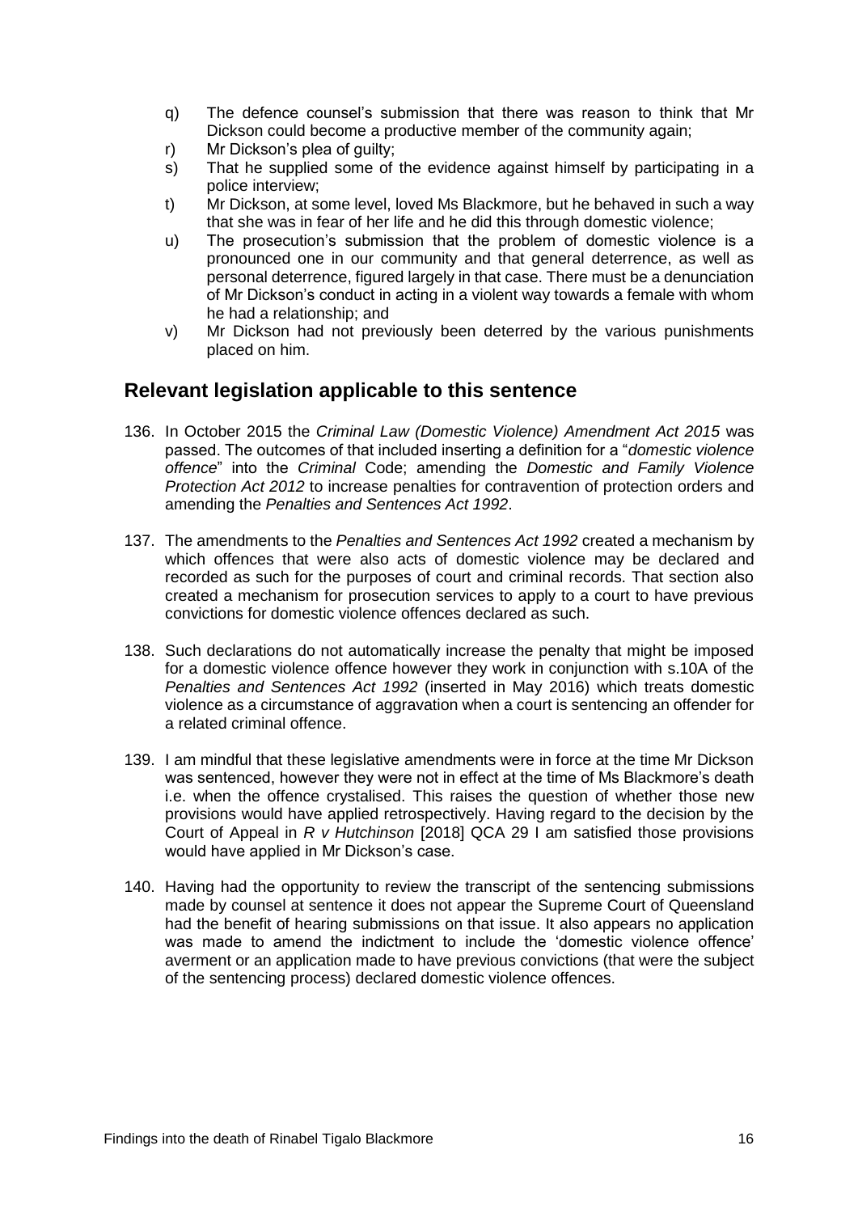q) The defence counsel's submission that there was reason to think that Mr Dickson could become a productive member of the community again;
r) Mr Dickson's plea of guilty;
s) That he supplied some of the evidence against himself by participating in a police interview;
t) Mr Dickson, at some level, loved Ms Blackmore, but he behaved in such a way that she was in fear of her life and he did this through domestic violence;
u) The prosecution's submission that the problem of domestic violence is a pronounced one in our community and that general deterrence, as well as personal deterrence, figured largely in that case. There must be a denunciation of Mr Dickson's conduct in acting in a violent way towards a female with whom he had a relationship; and
v) Mr Dickson had not previously been deterred by the various punishments placed on him.

## Relevant legislation applicable to this sentence

136. In October 2015 the *Criminal Law (Domestic Violence) Amendment Act 2015* was passed. The outcomes of that included inserting a definition for a "*domestic violence offence*" into the *Criminal* Code; amending the *Domestic and Family Violence Protection Act 2012* to increase penalties for contravention of protection orders and amending the *Penalties and Sentences Act 1992*.

137. The amendments to the *Penalties and Sentences Act 1992* created a mechanism by which offences that were also acts of domestic violence may be declared and recorded as such for the purposes of court and criminal records. That section also created a mechanism for prosecution services to apply to a court to have previous convictions for domestic violence offences declared as such.

138. Such declarations do not automatically increase the penalty that might be imposed for a domestic violence offence however they work in conjunction with s.10A of the *Penalties and Sentences Act 1992* (inserted in May 2016) which treats domestic violence as a circumstance of aggravation when a court is sentencing an offender for a related criminal offence.

139. I am mindful that these legislative amendments were in force at the time Mr Dickson was sentenced, however they were not in effect at the time of Ms Blackmore's death i.e. when the offence crystalised. This raises the question of whether those new provisions would have applied retrospectively. Having regard to the decision by the Court of Appeal in *R v Hutchinson* [2018] QCA 29 I am satisfied those provisions would have applied in Mr Dickson's case.

140. Having had the opportunity to review the transcript of the sentencing submissions made by counsel at sentence it does not appear the Supreme Court of Queensland had the benefit of hearing submissions on that issue. It also appears no application was made to amend the indictment to include the 'domestic violence offence' averment or an application made to have previous convictions (that were the subject of the sentencing process) declared domestic violence offences.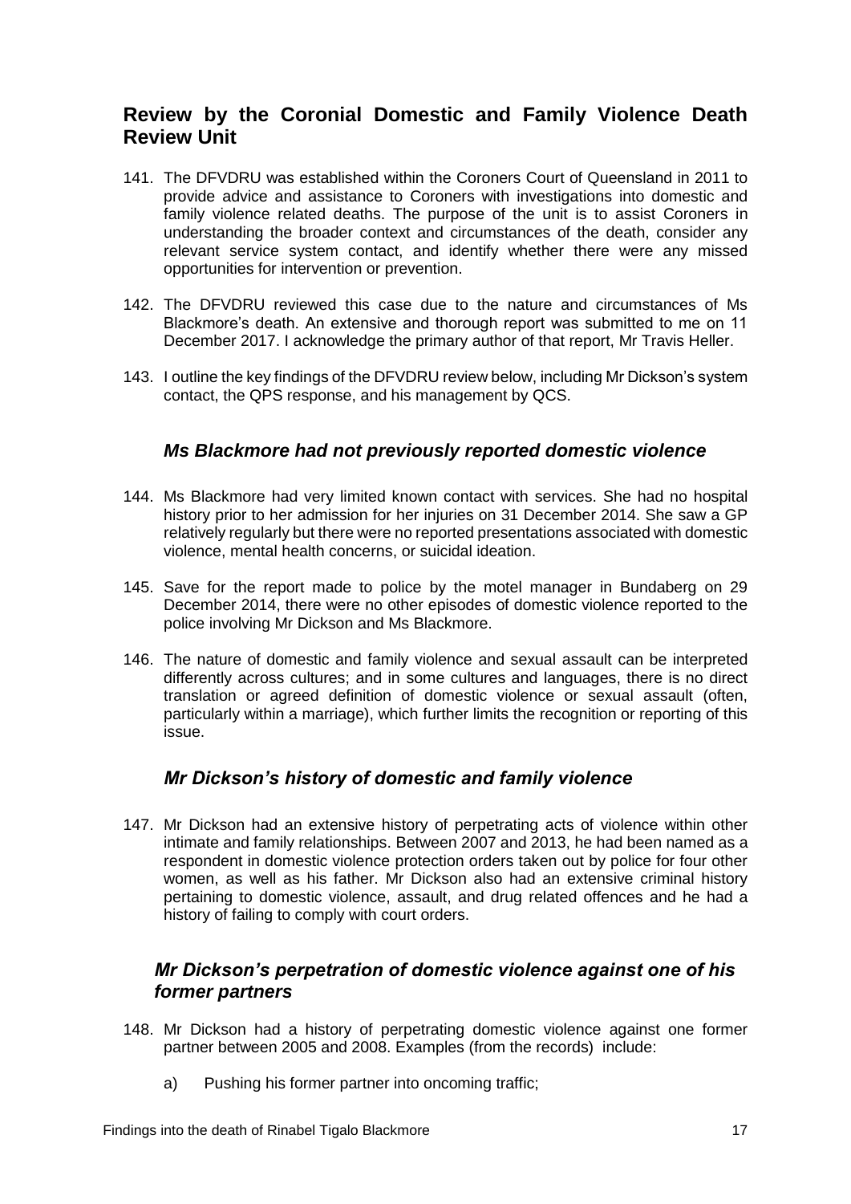## Review by the Coronial Domestic and Family Violence Death Review Unit

141. The DFVDRU was established within the Coroners Court of Queensland in 2011 to provide advice and assistance to Coroners with investigations into domestic and family violence related deaths. The purpose of the unit is to assist Coroners in understanding the broader context and circumstances of the death, consider any relevant service system contact, and identify whether there were any missed opportunities for intervention or prevention.

142. The DFVDRU reviewed this case due to the nature and circumstances of Ms Blackmore's death. An extensive and thorough report was submitted to me on 11 December 2017. I acknowledge the primary author of that report, Mr Travis Heller.

143. I outline the key findings of the DFVDRU review below, including Mr Dickson's system contact, the QPS response, and his management by QCS.

### *Ms Blackmore had not previously reported domestic violence*

144. Ms Blackmore had very limited known contact with services. She had no hospital history prior to her admission for her injuries on 31 December 2014. She saw a GP relatively regularly but there were no reported presentations associated with domestic violence, mental health concerns, or suicidal ideation.

145. Save for the report made to police by the motel manager in Bundaberg on 29 December 2014, there were no other episodes of domestic violence reported to the police involving Mr Dickson and Ms Blackmore.

146. The nature of domestic and family violence and sexual assault can be interpreted differently across cultures; and in some cultures and languages, there is no direct translation or agreed definition of domestic violence or sexual assault (often, particularly within a marriage), which further limits the recognition or reporting of this issue.

### *Mr Dickson's history of domestic and family violence*

147. Mr Dickson had an extensive history of perpetrating acts of violence within other intimate and family relationships. Between 2007 and 2013, he had been named as a respondent in domestic violence protection orders taken out by police for four other women, as well as his father. Mr Dickson also had an extensive criminal history pertaining to domestic violence, assault, and drug related offences and he had a history of failing to comply with court orders.

### *Mr Dickson's perpetration of domestic violence against one of his former partners*

148. Mr Dickson had a history of perpetrating domestic violence against one former partner between 2005 and 2008. Examples (from the records) include:

    a) Pushing his former partner into oncoming traffic;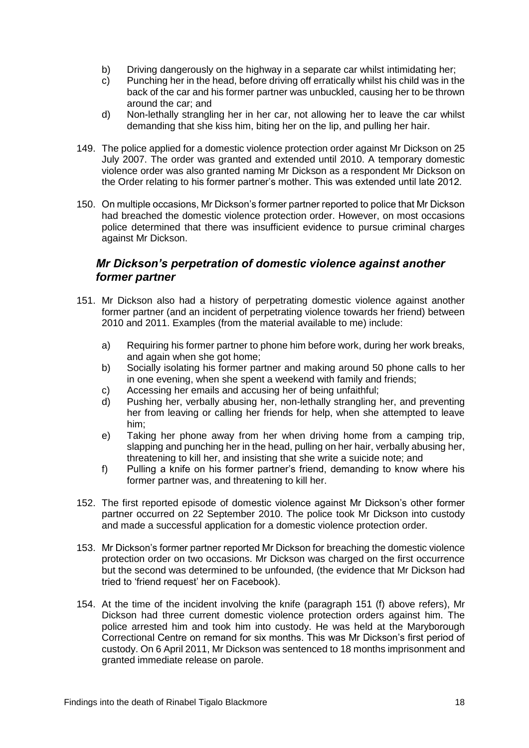b) Driving dangerously on the highway in a separate car whilst intimidating her;
c) Punching her in the head, before driving off erratically whilst his child was in the back of the car and his former partner was unbuckled, causing her to be thrown around the car; and
d) Non-lethally strangling her in her car, not allowing her to leave the car whilst demanding that she kiss him, biting her on the lip, and pulling her hair.

149. The police applied for a domestic violence protection order against Mr Dickson on 25 July 2007. The order was granted and extended until 2010. A temporary domestic violence order was also granted naming Mr Dickson as a respondent Mr Dickson on the Order relating to his former partner's mother. This was extended until late 2012.

150. On multiple occasions, Mr Dickson's former partner reported to police that Mr Dickson had breached the domestic violence protection order. However, on most occasions police determined that there was insufficient evidence to pursue criminal charges against Mr Dickson.

### *Mr Dickson's perpetration of domestic violence against another former partner*

151. Mr Dickson also had a history of perpetrating domestic violence against another former partner (and an incident of perpetrating violence towards her friend) between 2010 and 2011. Examples (from the material available to me) include:

    a) Requiring his former partner to phone him before work, during her work breaks, and again when she got home;
    b) Socially isolating his former partner and making around 50 phone calls to her in one evening, when she spent a weekend with family and friends;
    c) Accessing her emails and accusing her of being unfaithful;
    d) Pushing her, verbally abusing her, non-lethally strangling her, and preventing her from leaving or calling her friends for help, when she attempted to leave him;
    e) Taking her phone away from her when driving home from a camping trip, slapping and punching her in the head, pulling on her hair, verbally abusing her, threatening to kill her, and insisting that she write a suicide note; and
    f) Pulling a knife on his former partner's friend, demanding to know where his former partner was, and threatening to kill her.

152. The first reported episode of domestic violence against Mr Dickson's other former partner occurred on 22 September 2010. The police took Mr Dickson into custody and made a successful application for a domestic violence protection order.

153. Mr Dickson's former partner reported Mr Dickson for breaching the domestic violence protection order on two occasions. Mr Dickson was charged on the first occurrence but the second was determined to be unfounded, (the evidence that Mr Dickson had tried to 'friend request' her on Facebook).

154. At the time of the incident involving the knife (paragraph 151 (f) above refers), Mr Dickson had three current domestic violence protection orders against him. The police arrested him and took him into custody. He was held at the Maryborough Correctional Centre on remand for six months. This was Mr Dickson's first period of custody. On 6 April 2011, Mr Dickson was sentenced to 18 months imprisonment and granted immediate release on parole.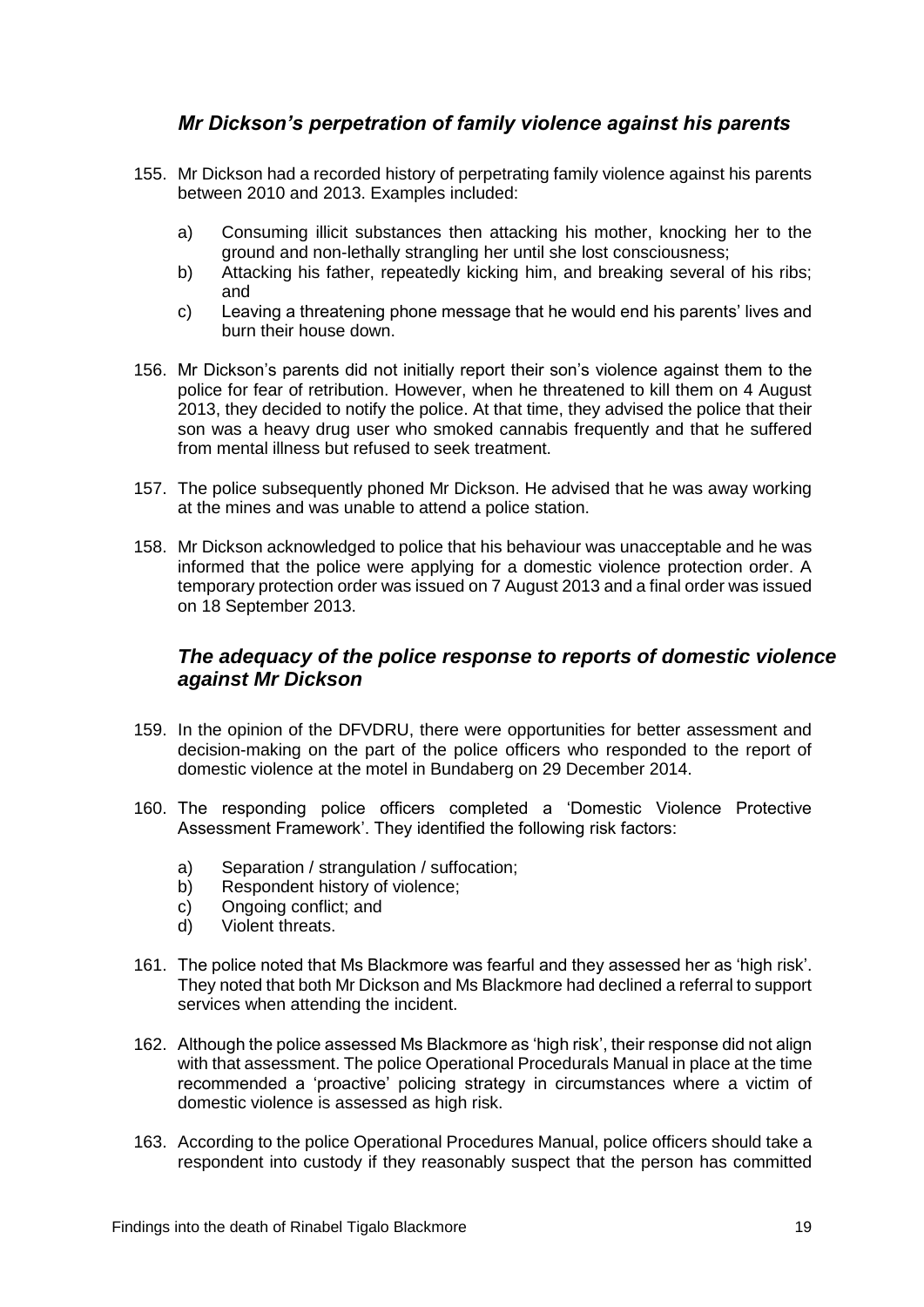### *Mr Dickson's perpetration of family violence against his parents*

155. Mr Dickson had a recorded history of perpetrating family violence against his parents between 2010 and 2013. Examples included:

    a) Consuming illicit substances then attacking his mother, knocking her to the ground and non-lethally strangling her until she lost consciousness;
    
    b) Attacking his father, repeatedly kicking him, and breaking several of his ribs; and
    
    c) Leaving a threatening phone message that he would end his parents' lives and burn their house down.

156. Mr Dickson's parents did not initially report their son's violence against them to the police for fear of retribution. However, when he threatened to kill them on 4 August 2013, they decided to notify the police. At that time, they advised the police that their son was a heavy drug user who smoked cannabis frequently and that he suffered from mental illness but refused to seek treatment.

157. The police subsequently phoned Mr Dickson. He advised that he was away working at the mines and was unable to attend a police station.

158. Mr Dickson acknowledged to police that his behaviour was unacceptable and he was informed that the police were applying for a domestic violence protection order. A temporary protection order was issued on 7 August 2013 and a final order was issued on 18 September 2013.

### *The adequacy of the police response to reports of domestic violence against Mr Dickson*

159. In the opinion of the DFVDRU, there were opportunities for better assessment and decision-making on the part of the police officers who responded to the report of domestic violence at the motel in Bundaberg on 29 December 2014.

160. The responding police officers completed a 'Domestic Violence Protective Assessment Framework'. They identified the following risk factors:

    a) Separation / strangulation / suffocation;
    
    b) Respondent history of violence;
    
    c) Ongoing conflict; and
    
    d) Violent threats.

161. The police noted that Ms Blackmore was fearful and they assessed her as 'high risk'. They noted that both Mr Dickson and Ms Blackmore had declined a referral to support services when attending the incident.

162. Although the police assessed Ms Blackmore as 'high risk', their response did not align with that assessment. The police Operational Procedurals Manual in place at the time recommended a 'proactive' policing strategy in circumstances where a victim of domestic violence is assessed as high risk.

163. According to the police Operational Procedures Manual, police officers should take a respondent into custody if they reasonably suspect that the person has committed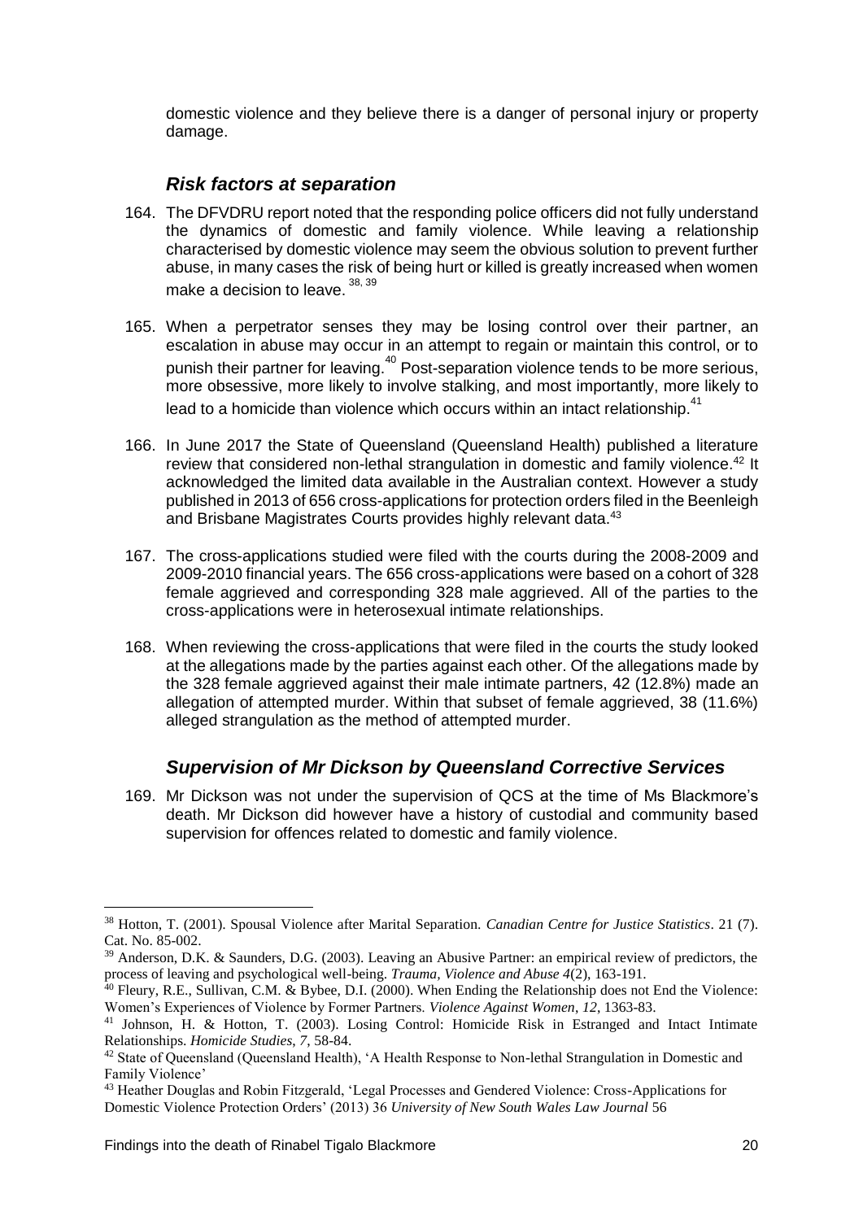domestic violence and they believe there is a danger of personal injury or property damage.

### *Risk factors at separation*

164. The DFVDRU report noted that the responding police officers did not fully understand the dynamics of domestic and family violence. While leaving a relationship characterised by domestic violence may seem the obvious solution to prevent further abuse, in many cases the risk of being hurt or killed is greatly increased when women make a decision to leave. [38, 39]

165. When a perpetrator senses they may be losing control over their partner, an escalation in abuse may occur in an attempt to regain or maintain this control, or to punish their partner for leaving.[40] Post-separation violence tends to be more serious, more obsessive, more likely to involve stalking, and most importantly, more likely to lead to a homicide than violence which occurs within an intact relationship.[41]

166. In June 2017 the State of Queensland (Queensland Health) published a literature review that considered non-lethal strangulation in domestic and family violence.[42] It acknowledged the limited data available in the Australian context. However a study published in 2013 of 656 cross-applications for protection orders filed in the Beenleigh and Brisbane Magistrates Courts provides highly relevant data.[43]

167. The cross-applications studied were filed with the courts during the 2008-2009 and 2009-2010 financial years. The 656 cross-applications were based on a cohort of 328 female aggrieved and corresponding 328 male aggrieved. All of the parties to the cross-applications were in heterosexual intimate relationships.

168. When reviewing the cross-applications that were filed in the courts the study looked at the allegations made by the parties against each other. Of the allegations made by the 328 female aggrieved against their male intimate partners, 42 (12.8%) made an allegation of attempted murder. Within that subset of female aggrieved, 38 (11.6%) alleged strangulation as the method of attempted murder.

### *Supervision of Mr Dickson by Queensland Corrective Services*

169. Mr Dickson was not under the supervision of QCS at the time of Ms Blackmore's death. Mr Dickson did however have a history of custodial and community based supervision for offences related to domestic and family violence.

---

[38] Hotton, T. (2001). Spousal Violence after Marital Separation. *Canadian Centre for Justice Statistics*. 21 (7). Cat. No. 85-002.

[39] Anderson, D.K. & Saunders, D.G. (2003). Leaving an Abusive Partner: an empirical review of predictors, the process of leaving and psychological well-being. *Trauma, Violence and Abuse 4*(2), 163-191.

[40] Fleury, R.E., Sullivan, C.M. & Bybee, D.I. (2000). When Ending the Relationship does not End the Violence: Women's Experiences of Violence by Former Partners. *Violence Against Women*, *12*, 1363-83.

[41] Johnson, H. & Hotton, T. (2003). Losing Control: Homicide Risk in Estranged and Intact Intimate Relationships. *Homicide Studies*, *7*, 58-84.

[42] State of Queensland (Queensland Health), 'A Health Response to Non-lethal Strangulation in Domestic and Family Violence'

[43] Heather Douglas and Robin Fitzgerald, 'Legal Processes and Gendered Violence: Cross-Applications for Domestic Violence Protection Orders' (2013) 36 *University of New South Wales Law Journal* 56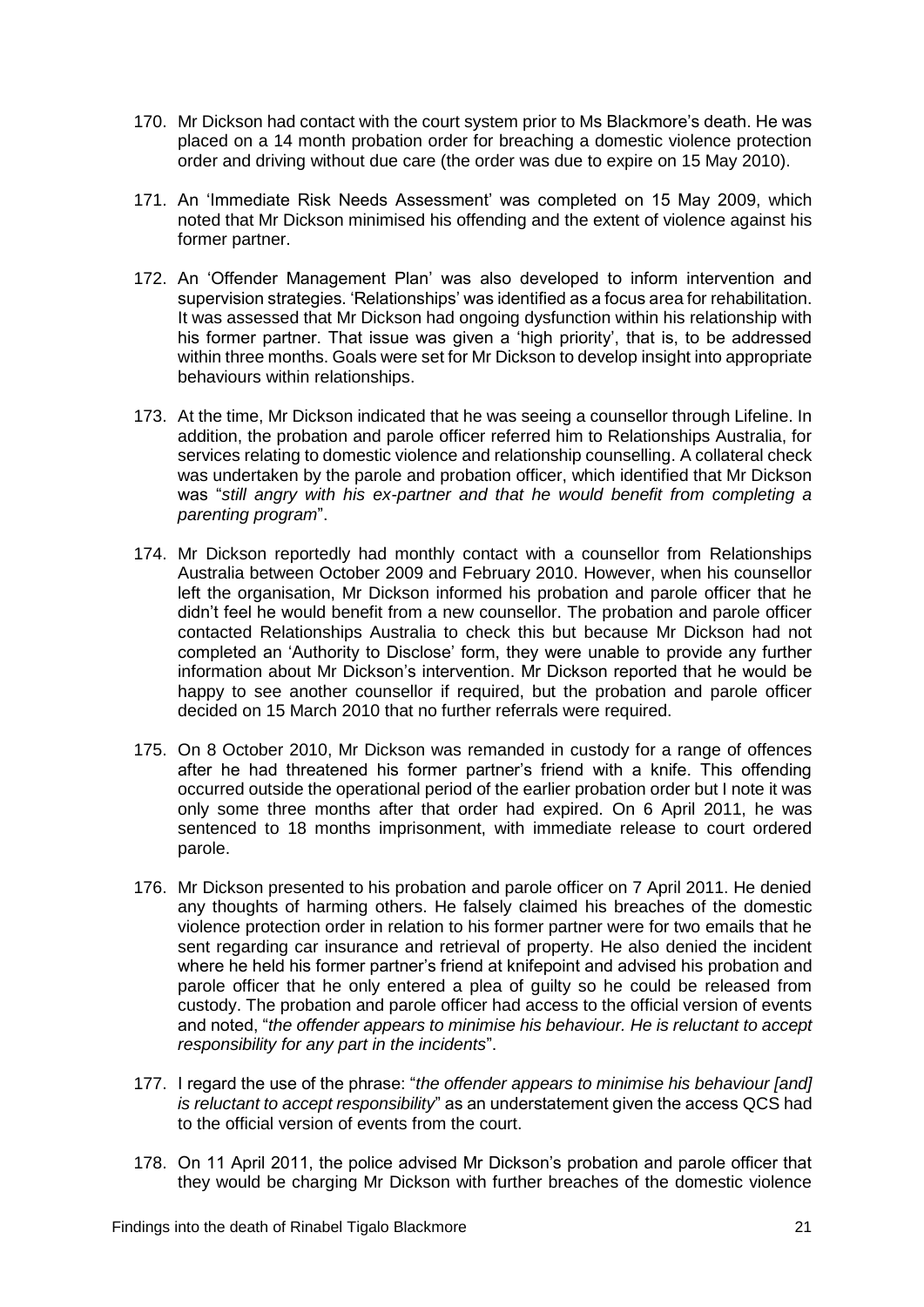170. Mr Dickson had contact with the court system prior to Ms Blackmore's death. He was placed on a 14 month probation order for breaching a domestic violence protection order and driving without due care (the order was due to expire on 15 May 2010).

171. An 'Immediate Risk Needs Assessment' was completed on 15 May 2009, which noted that Mr Dickson minimised his offending and the extent of violence against his former partner.

172. An 'Offender Management Plan' was also developed to inform intervention and supervision strategies. 'Relationships' was identified as a focus area for rehabilitation. It was assessed that Mr Dickson had ongoing dysfunction within his relationship with his former partner. That issue was given a 'high priority', that is, to be addressed within three months. Goals were set for Mr Dickson to develop insight into appropriate behaviours within relationships.

173. At the time, Mr Dickson indicated that he was seeing a counsellor through Lifeline. In addition, the probation and parole officer referred him to Relationships Australia, for services relating to domestic violence and relationship counselling. A collateral check was undertaken by the parole and probation officer, which identified that Mr Dickson was "*still angry with his ex-partner and that he would benefit from completing a parenting program*".

174. Mr Dickson reportedly had monthly contact with a counsellor from Relationships Australia between October 2009 and February 2010. However, when his counsellor left the organisation, Mr Dickson informed his probation and parole officer that he didn't feel he would benefit from a new counsellor. The probation and parole officer contacted Relationships Australia to check this but because Mr Dickson had not completed an 'Authority to Disclose' form, they were unable to provide any further information about Mr Dickson's intervention. Mr Dickson reported that he would be happy to see another counsellor if required, but the probation and parole officer decided on 15 March 2010 that no further referrals were required.

175. On 8 October 2010, Mr Dickson was remanded in custody for a range of offences after he had threatened his former partner's friend with a knife. This offending occurred outside the operational period of the earlier probation order but I note it was only some three months after that order had expired. On 6 April 2011, he was sentenced to 18 months imprisonment, with immediate release to court ordered parole.

176. Mr Dickson presented to his probation and parole officer on 7 April 2011. He denied any thoughts of harming others. He falsely claimed his breaches of the domestic violence protection order in relation to his former partner were for two emails that he sent regarding car insurance and retrieval of property. He also denied the incident where he held his former partner's friend at knifepoint and advised his probation and parole officer that he only entered a plea of guilty so he could be released from custody. The probation and parole officer had access to the official version of events and noted, "*the offender appears to minimise his behaviour. He is reluctant to accept responsibility for any part in the incidents*".

177. I regard the use of the phrase: "*the offender appears to minimise his behaviour [and] is reluctant to accept responsibility*" as an understatement given the access QCS had to the official version of events from the court.

178. On 11 April 2011, the police advised Mr Dickson's probation and parole officer that they would be charging Mr Dickson with further breaches of the domestic violence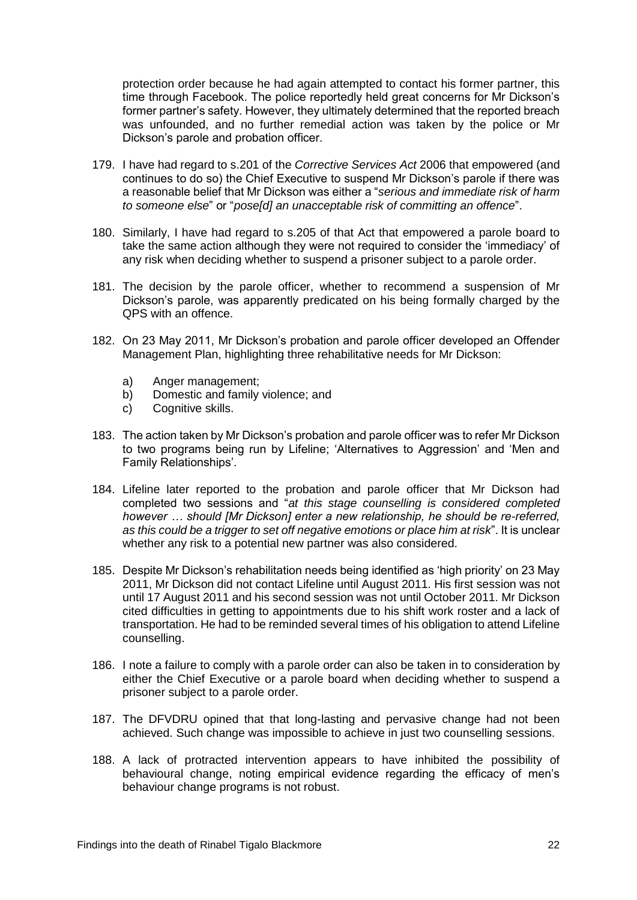protection order because he had again attempted to contact his former partner, this time through Facebook. The police reportedly held great concerns for Mr Dickson's former partner's safety. However, they ultimately determined that the reported breach was unfounded, and no further remedial action was taken by the police or Mr Dickson's parole and probation officer.

179. I have had regard to s.201 of the *Corrective Services Act* 2006 that empowered (and continues to do so) the Chief Executive to suspend Mr Dickson's parole if there was a reasonable belief that Mr Dickson was either a "*serious and immediate risk of harm to someone else*" or "*pose[d] an unacceptable risk of committing an offence*".

180. Similarly, I have had regard to s.205 of that Act that empowered a parole board to take the same action although they were not required to consider the 'immediacy' of any risk when deciding whether to suspend a prisoner subject to a parole order.

181. The decision by the parole officer, whether to recommend a suspension of Mr Dickson's parole, was apparently predicated on his being formally charged by the QPS with an offence.

182. On 23 May 2011, Mr Dickson's probation and parole officer developed an Offender Management Plan, highlighting three rehabilitative needs for Mr Dickson:

    a) Anger management;
    b) Domestic and family violence; and
    c) Cognitive skills.

183. The action taken by Mr Dickson's probation and parole officer was to refer Mr Dickson to two programs being run by Lifeline; 'Alternatives to Aggression' and 'Men and Family Relationships'.

184. Lifeline later reported to the probation and parole officer that Mr Dickson had completed two sessions and "*at this stage counselling is considered completed however … should [Mr Dickson] enter a new relationship, he should be re-referred, as this could be a trigger to set off negative emotions or place him at risk*". It is unclear whether any risk to a potential new partner was also considered.

185. Despite Mr Dickson's rehabilitation needs being identified as 'high priority' on 23 May 2011, Mr Dickson did not contact Lifeline until August 2011. His first session was not until 17 August 2011 and his second session was not until October 2011. Mr Dickson cited difficulties in getting to appointments due to his shift work roster and a lack of transportation. He had to be reminded several times of his obligation to attend Lifeline counselling.

186. I note a failure to comply with a parole order can also be taken in to consideration by either the Chief Executive or a parole board when deciding whether to suspend a prisoner subject to a parole order.

187. The DFVDRU opined that that long-lasting and pervasive change had not been achieved. Such change was impossible to achieve in just two counselling sessions.

188. A lack of protracted intervention appears to have inhibited the possibility of behavioural change, noting empirical evidence regarding the efficacy of men's behaviour change programs is not robust.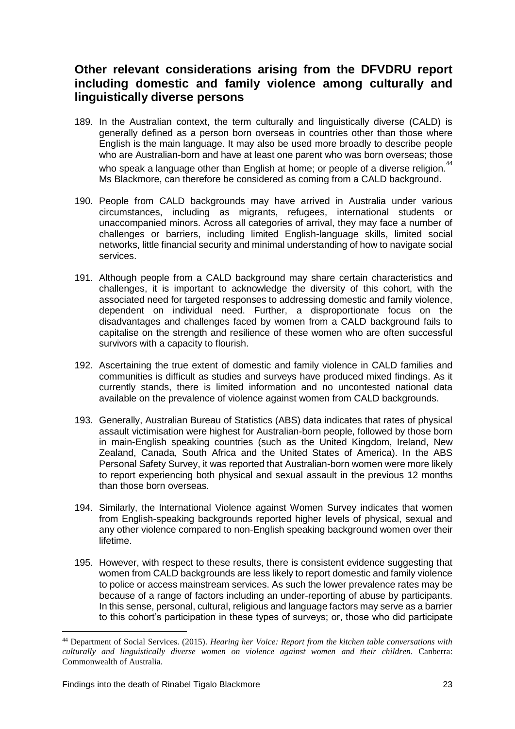## Other relevant considerations arising from the DFVDRU report including domestic and family violence among culturally and linguistically diverse persons

189. In the Australian context, the term culturally and linguistically diverse (CALD) is generally defined as a person born overseas in countries other than those where English is the main language. It may also be used more broadly to describe people who are Australian-born and have at least one parent who was born overseas; those who speak a language other than English at home; or people of a diverse religion.[44] Ms Blackmore, can therefore be considered as coming from a CALD background.

190. People from CALD backgrounds may have arrived in Australia under various circumstances, including as migrants, refugees, international students or unaccompanied minors. Across all categories of arrival, they may face a number of challenges or barriers, including limited English-language skills, limited social networks, little financial security and minimal understanding of how to navigate social services.

191. Although people from a CALD background may share certain characteristics and challenges, it is important to acknowledge the diversity of this cohort, with the associated need for targeted responses to addressing domestic and family violence, dependent on individual need. Further, a disproportionate focus on the disadvantages and challenges faced by women from a CALD background fails to capitalise on the strength and resilience of these women who are often successful survivors with a capacity to flourish.

192. Ascertaining the true extent of domestic and family violence in CALD families and communities is difficult as studies and surveys have produced mixed findings. As it currently stands, there is limited information and no uncontested national data available on the prevalence of violence against women from CALD backgrounds.

193. Generally, Australian Bureau of Statistics (ABS) data indicates that rates of physical assault victimisation were highest for Australian-born people, followed by those born in main-English speaking countries (such as the United Kingdom, Ireland, New Zealand, Canada, South Africa and the United States of America). In the ABS Personal Safety Survey, it was reported that Australian-born women were more likely to report experiencing both physical and sexual assault in the previous 12 months than those born overseas.

194. Similarly, the International Violence against Women Survey indicates that women from English-speaking backgrounds reported higher levels of physical, sexual and any other violence compared to non-English speaking background women over their lifetime.

195. However, with respect to these results, there is consistent evidence suggesting that women from CALD backgrounds are less likely to report domestic and family violence to police or access mainstream services. As such the lower prevalence rates may be because of a range of factors including an under-reporting of abuse by participants. In this sense, personal, cultural, religious and language factors may serve as a barrier to this cohort's participation in these types of surveys; or, those who did participate

---

[44] Department of Social Services. (2015). *Hearing her Voice: Report from the kitchen table conversations with culturally and linguistically diverse women on violence against women and their children.* Canberra: Commonwealth of Australia.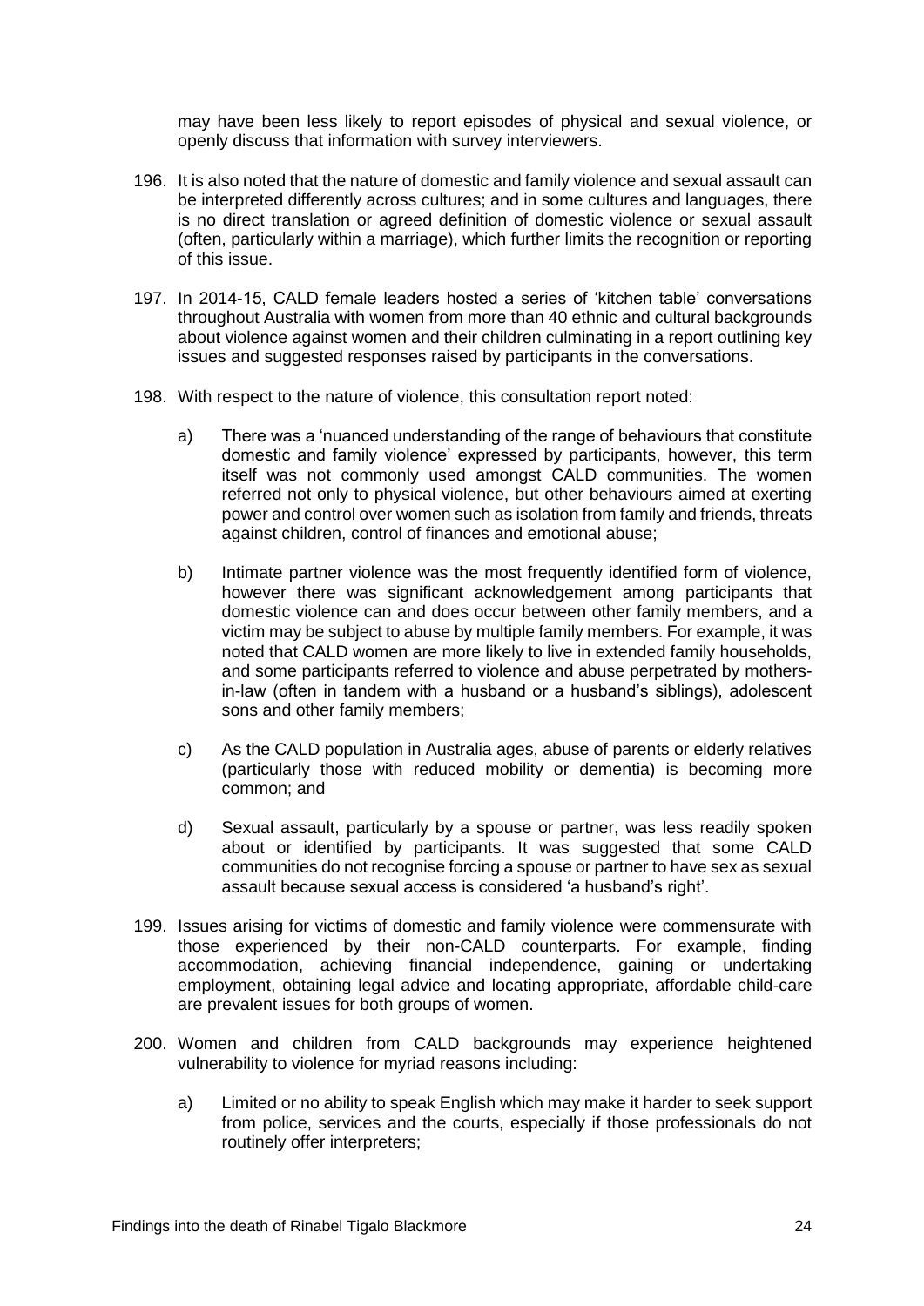may have been less likely to report episodes of physical and sexual violence, or openly discuss that information with survey interviewers.

196. It is also noted that the nature of domestic and family violence and sexual assault can be interpreted differently across cultures; and in some cultures and languages, there is no direct translation or agreed definition of domestic violence or sexual assault (often, particularly within a marriage), which further limits the recognition or reporting of this issue.

197. In 2014-15, CALD female leaders hosted a series of 'kitchen table' conversations throughout Australia with women from more than 40 ethnic and cultural backgrounds about violence against women and their children culminating in a report outlining key issues and suggested responses raised by participants in the conversations.

198. With respect to the nature of violence, this consultation report noted:

    a) There was a 'nuanced understanding of the range of behaviours that constitute domestic and family violence' expressed by participants, however, this term itself was not commonly used amongst CALD communities. The women referred not only to physical violence, but other behaviours aimed at exerting power and control over women such as isolation from family and friends, threats against children, control of finances and emotional abuse;

    b) Intimate partner violence was the most frequently identified form of violence, however there was significant acknowledgement among participants that domestic violence can and does occur between other family members, and a victim may be subject to abuse by multiple family members. For example, it was noted that CALD women are more likely to live in extended family households, and some participants referred to violence and abuse perpetrated by mothers-in-law (often in tandem with a husband or a husband's siblings), adolescent sons and other family members;

    c) As the CALD population in Australia ages, abuse of parents or elderly relatives (particularly those with reduced mobility or dementia) is becoming more common; and

    d) Sexual assault, particularly by a spouse or partner, was less readily spoken about or identified by participants. It was suggested that some CALD communities do not recognise forcing a spouse or partner to have sex as sexual assault because sexual access is considered 'a husband's right'.

199. Issues arising for victims of domestic and family violence were commensurate with those experienced by their non-CALD counterparts. For example, finding accommodation, achieving financial independence, gaining or undertaking employment, obtaining legal advice and locating appropriate, affordable child-care are prevalent issues for both groups of women.

200. Women and children from CALD backgrounds may experience heightened vulnerability to violence for myriad reasons including:

    a) Limited or no ability to speak English which may make it harder to seek support from police, services and the courts, especially if those professionals do not routinely offer interpreters;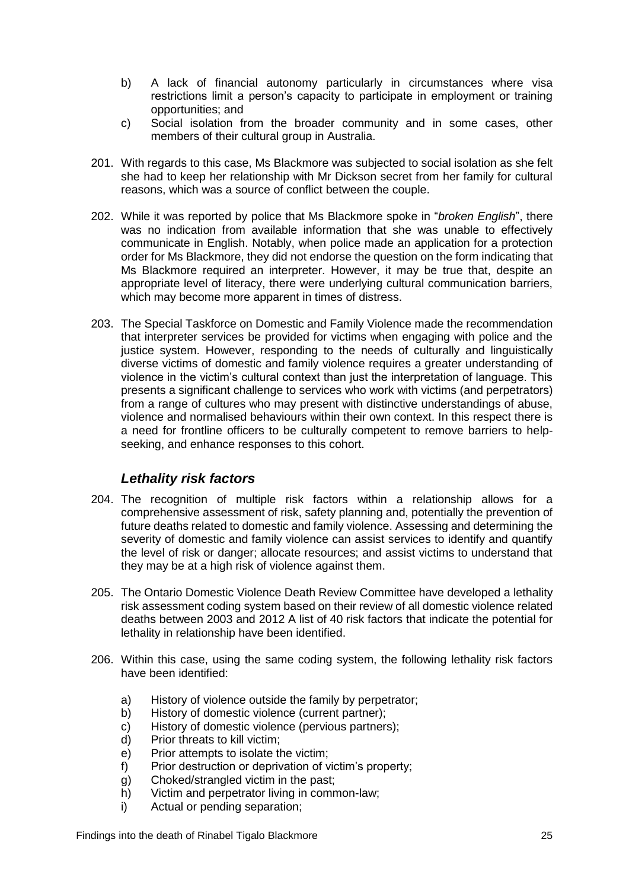b) A lack of financial autonomy particularly in circumstances where visa restrictions limit a person's capacity to participate in employment or training opportunities; and

c) Social isolation from the broader community and in some cases, other members of their cultural group in Australia.

201. With regards to this case, Ms Blackmore was subjected to social isolation as she felt she had to keep her relationship with Mr Dickson secret from her family for cultural reasons, which was a source of conflict between the couple.

202. While it was reported by police that Ms Blackmore spoke in "*broken English*", there was no indication from available information that she was unable to effectively communicate in English. Notably, when police made an application for a protection order for Ms Blackmore, they did not endorse the question on the form indicating that Ms Blackmore required an interpreter. However, it may be true that, despite an appropriate level of literacy, there were underlying cultural communication barriers, which may become more apparent in times of distress.

203. The Special Taskforce on Domestic and Family Violence made the recommendation that interpreter services be provided for victims when engaging with police and the justice system. However, responding to the needs of culturally and linguistically diverse victims of domestic and family violence requires a greater understanding of violence in the victim's cultural context than just the interpretation of language. This presents a significant challenge to services who work with victims (and perpetrators) from a range of cultures who may present with distinctive understandings of abuse, violence and normalised behaviours within their own context. In this respect there is a need for frontline officers to be culturally competent to remove barriers to help-seeking, and enhance responses to this cohort.

### *Lethality risk factors*

204. The recognition of multiple risk factors within a relationship allows for a comprehensive assessment of risk, safety planning and, potentially the prevention of future deaths related to domestic and family violence. Assessing and determining the severity of domestic and family violence can assist services to identify and quantify the level of risk or danger; allocate resources; and assist victims to understand that they may be at a high risk of violence against them.

205. The Ontario Domestic Violence Death Review Committee have developed a lethality risk assessment coding system based on their review of all domestic violence related deaths between 2003 and 2012 A list of 40 risk factors that indicate the potential for lethality in relationship have been identified.

206. Within this case, using the same coding system, the following lethality risk factors have been identified:

a) History of violence outside the family by perpetrator;
b) History of domestic violence (current partner);
c) History of domestic violence (pervious partners);
d) Prior threats to kill victim;
e) Prior attempts to isolate the victim;
f) Prior destruction or deprivation of victim's property;
g) Choked/strangled victim in the past;
h) Victim and perpetrator living in common-law;
i) Actual or pending separation;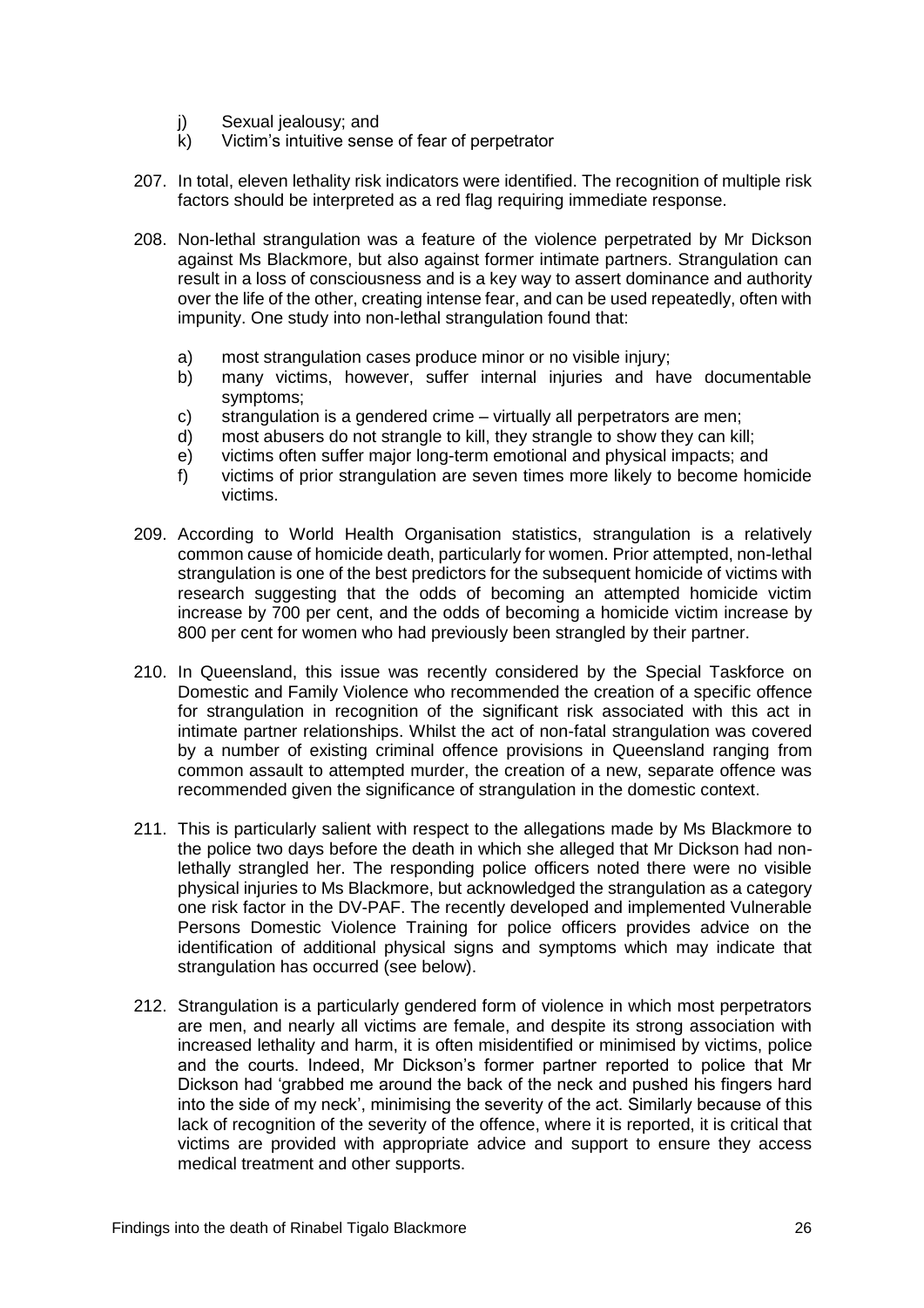j) Sexual jealousy; and
k) Victim's intuitive sense of fear of perpetrator

207. In total, eleven lethality risk indicators were identified. The recognition of multiple risk factors should be interpreted as a red flag requiring immediate response.

208. Non-lethal strangulation was a feature of the violence perpetrated by Mr Dickson against Ms Blackmore, but also against former intimate partners. Strangulation can result in a loss of consciousness and is a key way to assert dominance and authority over the life of the other, creating intense fear, and can be used repeatedly, often with impunity. One study into non-lethal strangulation found that:

    a) most strangulation cases produce minor or no visible injury;
    b) many victims, however, suffer internal injuries and have documentable symptoms;
    c) strangulation is a gendered crime – virtually all perpetrators are men;
    d) most abusers do not strangle to kill, they strangle to show they can kill;
    e) victims often suffer major long-term emotional and physical impacts; and
    f) victims of prior strangulation are seven times more likely to become homicide victims.

209. According to World Health Organisation statistics, strangulation is a relatively common cause of homicide death, particularly for women. Prior attempted, non-lethal strangulation is one of the best predictors for the subsequent homicide of victims with research suggesting that the odds of becoming an attempted homicide victim increase by 700 per cent, and the odds of becoming a homicide victim increase by 800 per cent for women who had previously been strangled by their partner.

210. In Queensland, this issue was recently considered by the Special Taskforce on Domestic and Family Violence who recommended the creation of a specific offence for strangulation in recognition of the significant risk associated with this act in intimate partner relationships. Whilst the act of non-fatal strangulation was covered by a number of existing criminal offence provisions in Queensland ranging from common assault to attempted murder, the creation of a new, separate offence was recommended given the significance of strangulation in the domestic context.

211. This is particularly salient with respect to the allegations made by Ms Blackmore to the police two days before the death in which she alleged that Mr Dickson had non-lethally strangled her. The responding police officers noted there were no visible physical injuries to Ms Blackmore, but acknowledged the strangulation as a category one risk factor in the DV-PAF. The recently developed and implemented Vulnerable Persons Domestic Violence Training for police officers provides advice on the identification of additional physical signs and symptoms which may indicate that strangulation has occurred (see below).

212. Strangulation is a particularly gendered form of violence in which most perpetrators are men, and nearly all victims are female, and despite its strong association with increased lethality and harm, it is often misidentified or minimised by victims, police and the courts. Indeed, Mr Dickson's former partner reported to police that Mr Dickson had 'grabbed me around the back of the neck and pushed his fingers hard into the side of my neck', minimising the severity of the act. Similarly because of this lack of recognition of the severity of the offence, where it is reported, it is critical that victims are provided with appropriate advice and support to ensure they access medical treatment and other supports.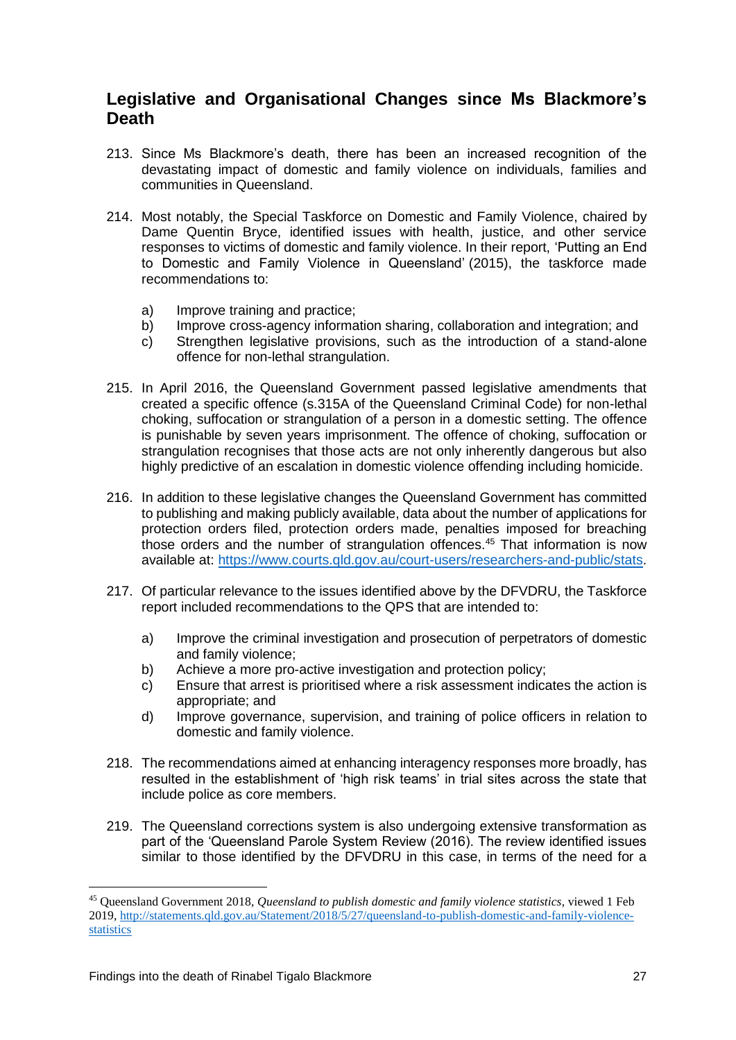## Legislative and Organisational Changes since Ms Blackmore's Death

213. Since Ms Blackmore's death, there has been an increased recognition of the devastating impact of domestic and family violence on individuals, families and communities in Queensland.

214. Most notably, the Special Taskforce on Domestic and Family Violence, chaired by Dame Quentin Bryce, identified issues with health, justice, and other service responses to victims of domestic and family violence. In their report, 'Putting an End to Domestic and Family Violence in Queensland' (2015), the taskforce made recommendations to:

    a) Improve training and practice;
    b) Improve cross-agency information sharing, collaboration and integration; and
    c) Strengthen legislative provisions, such as the introduction of a stand-alone offence for non-lethal strangulation.

215. In April 2016, the Queensland Government passed legislative amendments that created a specific offence (s.315A of the Queensland Criminal Code) for non-lethal choking, suffocation or strangulation of a person in a domestic setting. The offence is punishable by seven years imprisonment. The offence of choking, suffocation or strangulation recognises that those acts are not only inherently dangerous but also highly predictive of an escalation in domestic violence offending including homicide.

216. In addition to these legislative changes the Queensland Government has committed to publishing and making publicly available, data about the number of applications for protection orders filed, protection orders made, penalties imposed for breaching those orders and the number of strangulation offences.[45] That information is now available at: https://www.courts.qld.gov.au/court-users/researchers-and-public/stats.

217. Of particular relevance to the issues identified above by the DFVDRU, the Taskforce report included recommendations to the QPS that are intended to:

    a) Improve the criminal investigation and prosecution of perpetrators of domestic and family violence;
    b) Achieve a more pro-active investigation and protection policy;
    c) Ensure that arrest is prioritised where a risk assessment indicates the action is appropriate; and
    d) Improve governance, supervision, and training of police officers in relation to domestic and family violence.

218. The recommendations aimed at enhancing interagency responses more broadly, has resulted in the establishment of 'high risk teams' in trial sites across the state that include police as core members.

219. The Queensland corrections system is also undergoing extensive transformation as part of the 'Queensland Parole System Review (2016). The review identified issues similar to those identified by the DFVDRU in this case, in terms of the need for a

---

[45] Queensland Government 2018, *Queensland to publish domestic and family violence statistics*, viewed 1 Feb 2019, http://statements.qld.gov.au/Statement/2018/5/27/queensland-to-publish-domestic-and-family-violence-statistics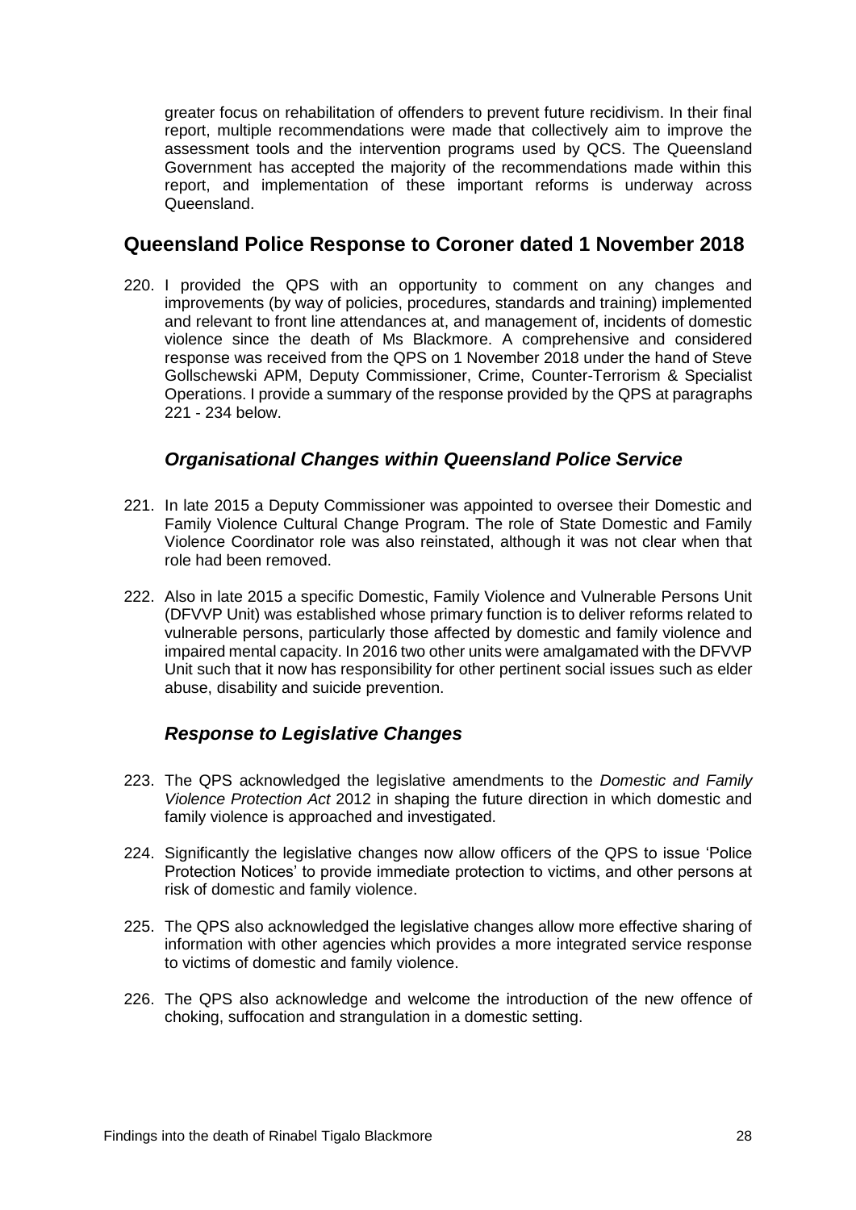greater focus on rehabilitation of offenders to prevent future recidivism. In their final report, multiple recommendations were made that collectively aim to improve the assessment tools and the intervention programs used by QCS. The Queensland Government has accepted the majority of the recommendations made within this report, and implementation of these important reforms is underway across Queensland.

## Queensland Police Response to Coroner dated 1 November 2018

220. I provided the QPS with an opportunity to comment on any changes and improvements (by way of policies, procedures, standards and training) implemented and relevant to front line attendances at, and management of, incidents of domestic violence since the death of Ms Blackmore. A comprehensive and considered response was received from the QPS on 1 November 2018 under the hand of Steve Gollschewski APM, Deputy Commissioner, Crime, Counter-Terrorism & Specialist Operations. I provide a summary of the response provided by the QPS at paragraphs 221 - 234 below.

### *Organisational Changes within Queensland Police Service*

221. In late 2015 a Deputy Commissioner was appointed to oversee their Domestic and Family Violence Cultural Change Program. The role of State Domestic and Family Violence Coordinator role was also reinstated, although it was not clear when that role had been removed.

222. Also in late 2015 a specific Domestic, Family Violence and Vulnerable Persons Unit (DFVVP Unit) was established whose primary function is to deliver reforms related to vulnerable persons, particularly those affected by domestic and family violence and impaired mental capacity. In 2016 two other units were amalgamated with the DFVVP Unit such that it now has responsibility for other pertinent social issues such as elder abuse, disability and suicide prevention.

### *Response to Legislative Changes*

223. The QPS acknowledged the legislative amendments to the *Domestic and Family Violence Protection Act* 2012 in shaping the future direction in which domestic and family violence is approached and investigated.

224. Significantly the legislative changes now allow officers of the QPS to issue 'Police Protection Notices' to provide immediate protection to victims, and other persons at risk of domestic and family violence.

225. The QPS also acknowledged the legislative changes allow more effective sharing of information with other agencies which provides a more integrated service response to victims of domestic and family violence.

226. The QPS also acknowledge and welcome the introduction of the new offence of choking, suffocation and strangulation in a domestic setting.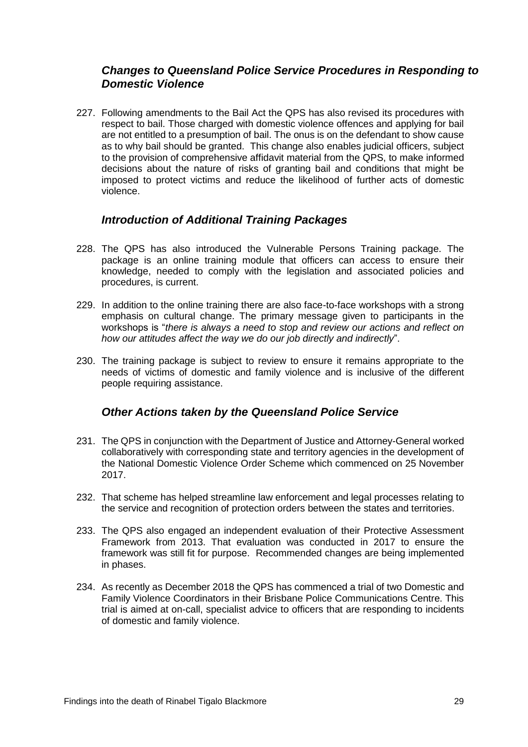### *Changes to Queensland Police Service Procedures in Responding to Domestic Violence*

227. Following amendments to the Bail Act the QPS has also revised its procedures with respect to bail. Those charged with domestic violence offences and applying for bail are not entitled to a presumption of bail. The onus is on the defendant to show cause as to why bail should be granted. This change also enables judicial officers, subject to the provision of comprehensive affidavit material from the QPS, to make informed decisions about the nature of risks of granting bail and conditions that might be imposed to protect victims and reduce the likelihood of further acts of domestic violence.

### *Introduction of Additional Training Packages*

228. The QPS has also introduced the Vulnerable Persons Training package. The package is an online training module that officers can access to ensure their knowledge, needed to comply with the legislation and associated policies and procedures, is current.

229. In addition to the online training there are also face-to-face workshops with a strong emphasis on cultural change. The primary message given to participants in the workshops is "*there is always a need to stop and review our actions and reflect on how our attitudes affect the way we do our job directly and indirectly*".

230. The training package is subject to review to ensure it remains appropriate to the needs of victims of domestic and family violence and is inclusive of the different people requiring assistance.

### *Other Actions taken by the Queensland Police Service*

231. The QPS in conjunction with the Department of Justice and Attorney-General worked collaboratively with corresponding state and territory agencies in the development of the National Domestic Violence Order Scheme which commenced on 25 November 2017.

232. That scheme has helped streamline law enforcement and legal processes relating to the service and recognition of protection orders between the states and territories.

233. The QPS also engaged an independent evaluation of their Protective Assessment Framework from 2013. That evaluation was conducted in 2017 to ensure the framework was still fit for purpose. Recommended changes are being implemented in phases.

234. As recently as December 2018 the QPS has commenced a trial of two Domestic and Family Violence Coordinators in their Brisbane Police Communications Centre. This trial is aimed at on-call, specialist advice to officers that are responding to incidents of domestic and family violence.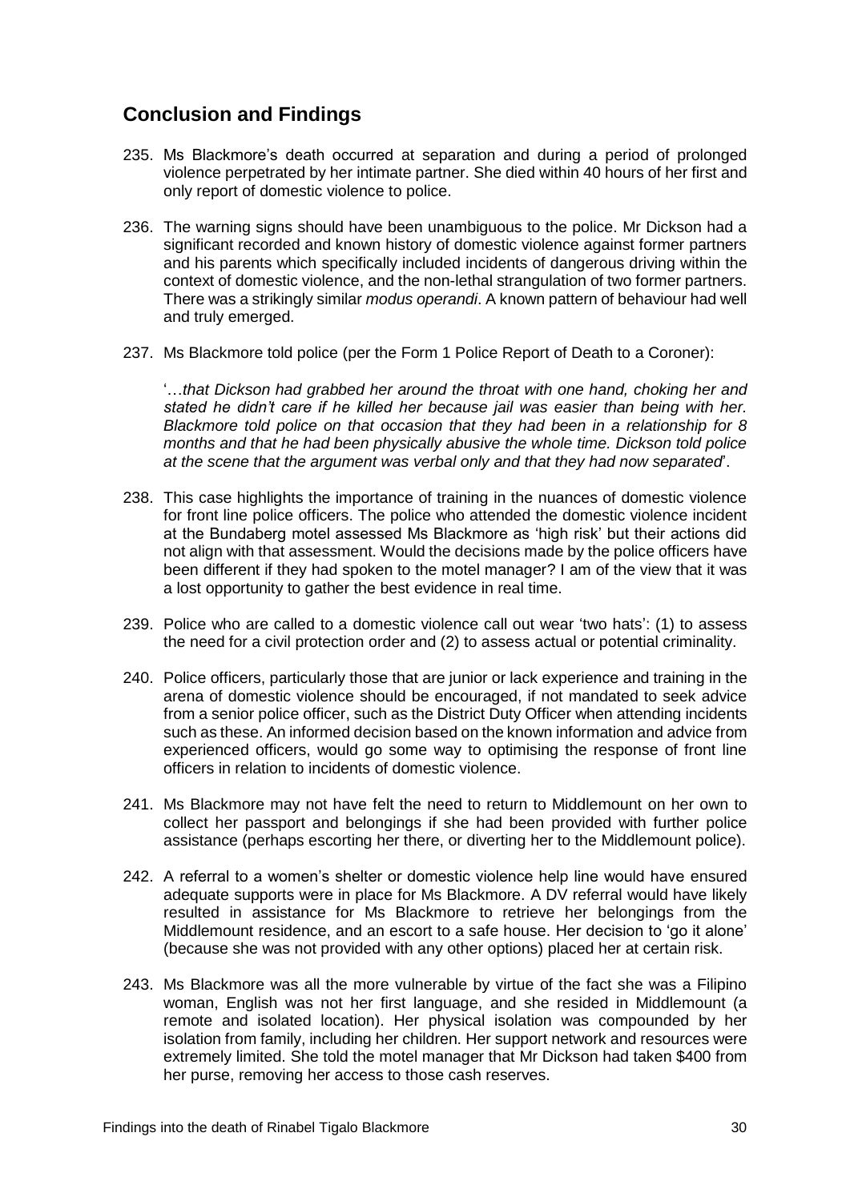## Conclusion and Findings

235. Ms Blackmore's death occurred at separation and during a period of prolonged violence perpetrated by her intimate partner. She died within 40 hours of her first and only report of domestic violence to police.

236. The warning signs should have been unambiguous to the police. Mr Dickson had a significant recorded and known history of domestic violence against former partners and his parents which specifically included incidents of dangerous driving within the context of domestic violence, and the non-lethal strangulation of two former partners. There was a strikingly similar *modus operandi*. A known pattern of behaviour had well and truly emerged.

237. Ms Blackmore told police (per the Form 1 Police Report of Death to a Coroner):

    '…*that Dickson had grabbed her around the throat with one hand, choking her and stated he didn't care if he killed her because jail was easier than being with her. Blackmore told police on that occasion that they had been in a relationship for 8 months and that he had been physically abusive the whole time. Dickson told police at the scene that the argument was verbal only and that they had now separated*'.

238. This case highlights the importance of training in the nuances of domestic violence for front line police officers. The police who attended the domestic violence incident at the Bundaberg motel assessed Ms Blackmore as 'high risk' but their actions did not align with that assessment. Would the decisions made by the police officers have been different if they had spoken to the motel manager? I am of the view that it was a lost opportunity to gather the best evidence in real time.

239. Police who are called to a domestic violence call out wear 'two hats': (1) to assess the need for a civil protection order and (2) to assess actual or potential criminality.

240. Police officers, particularly those that are junior or lack experience and training in the arena of domestic violence should be encouraged, if not mandated to seek advice from a senior police officer, such as the District Duty Officer when attending incidents such as these. An informed decision based on the known information and advice from experienced officers, would go some way to optimising the response of front line officers in relation to incidents of domestic violence.

241. Ms Blackmore may not have felt the need to return to Middlemount on her own to collect her passport and belongings if she had been provided with further police assistance (perhaps escorting her there, or diverting her to the Middlemount police).

242. A referral to a women's shelter or domestic violence help line would have ensured adequate supports were in place for Ms Blackmore. A DV referral would have likely resulted in assistance for Ms Blackmore to retrieve her belongings from the Middlemount residence, and an escort to a safe house. Her decision to 'go it alone' (because she was not provided with any other options) placed her at certain risk.

243. Ms Blackmore was all the more vulnerable by virtue of the fact she was a Filipino woman, English was not her first language, and she resided in Middlemount (a remote and isolated location). Her physical isolation was compounded by her isolation from family, including her children. Her support network and resources were extremely limited. She told the motel manager that Mr Dickson had taken $400 from her purse, removing her access to those cash reserves.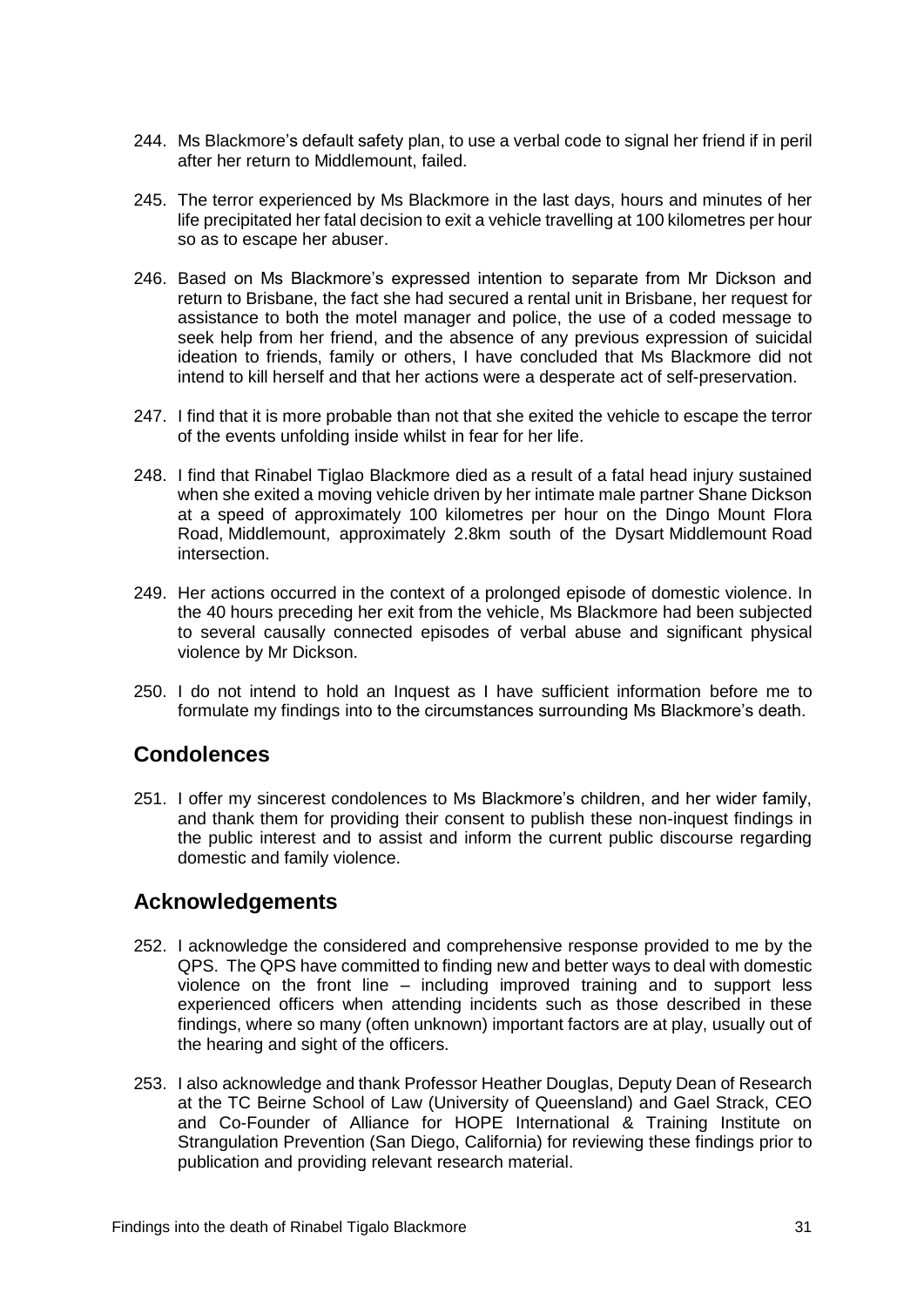244. Ms Blackmore's default safety plan, to use a verbal code to signal her friend if in peril after her return to Middlemount, failed.

245. The terror experienced by Ms Blackmore in the last days, hours and minutes of her life precipitated her fatal decision to exit a vehicle travelling at 100 kilometres per hour so as to escape her abuser.

246. Based on Ms Blackmore's expressed intention to separate from Mr Dickson and return to Brisbane, the fact she had secured a rental unit in Brisbane, her request for assistance to both the motel manager and police, the use of a coded message to seek help from her friend, and the absence of any previous expression of suicidal ideation to friends, family or others, I have concluded that Ms Blackmore did not intend to kill herself and that her actions were a desperate act of self-preservation.

247. I find that it is more probable than not that she exited the vehicle to escape the terror of the events unfolding inside whilst in fear for her life.

248. I find that Rinabel Tiglao Blackmore died as a result of a fatal head injury sustained when she exited a moving vehicle driven by her intimate male partner Shane Dickson at a speed of approximately 100 kilometres per hour on the Dingo Mount Flora Road, Middlemount, approximately 2.8km south of the Dysart Middlemount Road intersection.

249. Her actions occurred in the context of a prolonged episode of domestic violence. In the 40 hours preceding her exit from the vehicle, Ms Blackmore had been subjected to several causally connected episodes of verbal abuse and significant physical violence by Mr Dickson.

250. I do not intend to hold an Inquest as I have sufficient information before me to formulate my findings into to the circumstances surrounding Ms Blackmore's death.

## Condolences

251. I offer my sincerest condolences to Ms Blackmore's children, and her wider family, and thank them for providing their consent to publish these non-inquest findings in the public interest and to assist and inform the current public discourse regarding domestic and family violence.

## Acknowledgements

252. I acknowledge the considered and comprehensive response provided to me by the QPS. The QPS have committed to finding new and better ways to deal with domestic violence on the front line – including improved training and to support less experienced officers when attending incidents such as those described in these findings, where so many (often unknown) important factors are at play, usually out of the hearing and sight of the officers.

253. I also acknowledge and thank Professor Heather Douglas, Deputy Dean of Research at the TC Beirne School of Law (University of Queensland) and Gael Strack, CEO and Co-Founder of Alliance for HOPE International & Training Institute on Strangulation Prevention (San Diego, California) for reviewing these findings prior to publication and providing relevant research material.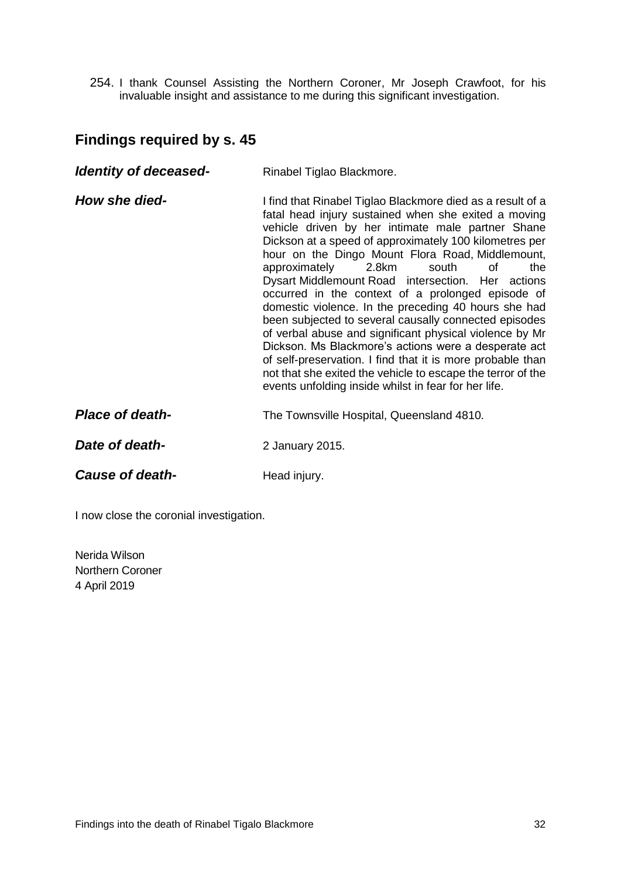254. I thank Counsel Assisting the Northern Coroner, Mr Joseph Crawfoot, for his invaluable insight and assistance to me during this significant investigation.

## Findings required by s. 45

| | |
|---|---|
| ***Identity of deceased-*** | Rinabel Tiglao Blackmore. |
| ***How she died-*** | I find that Rinabel Tiglao Blackmore died as a result of a fatal head injury sustained when she exited a moving vehicle driven by her intimate male partner Shane Dickson at a speed of approximately 100 kilometres per hour on the Dingo Mount Flora Road, Middlemount, approximately 2.8km south of the Dysart Middlemount Road intersection. Her actions occurred in the context of a prolonged episode of domestic violence. In the preceding 40 hours she had been subjected to several causally connected episodes of verbal abuse and significant physical violence by Mr Dickson. Ms Blackmore's actions were a desperate act of self-preservation. I find that it is more probable than not that she exited the vehicle to escape the terror of the events unfolding inside whilst in fear for her life. |
| ***Place of death-*** | The Townsville Hospital, Queensland 4810. |
| ***Date of death-*** | 2 January 2015. |
| ***Cause of death-*** | Head injury. |

I now close the coronial investigation.

Nerida Wilson
Northern Coroner
4 April 2019